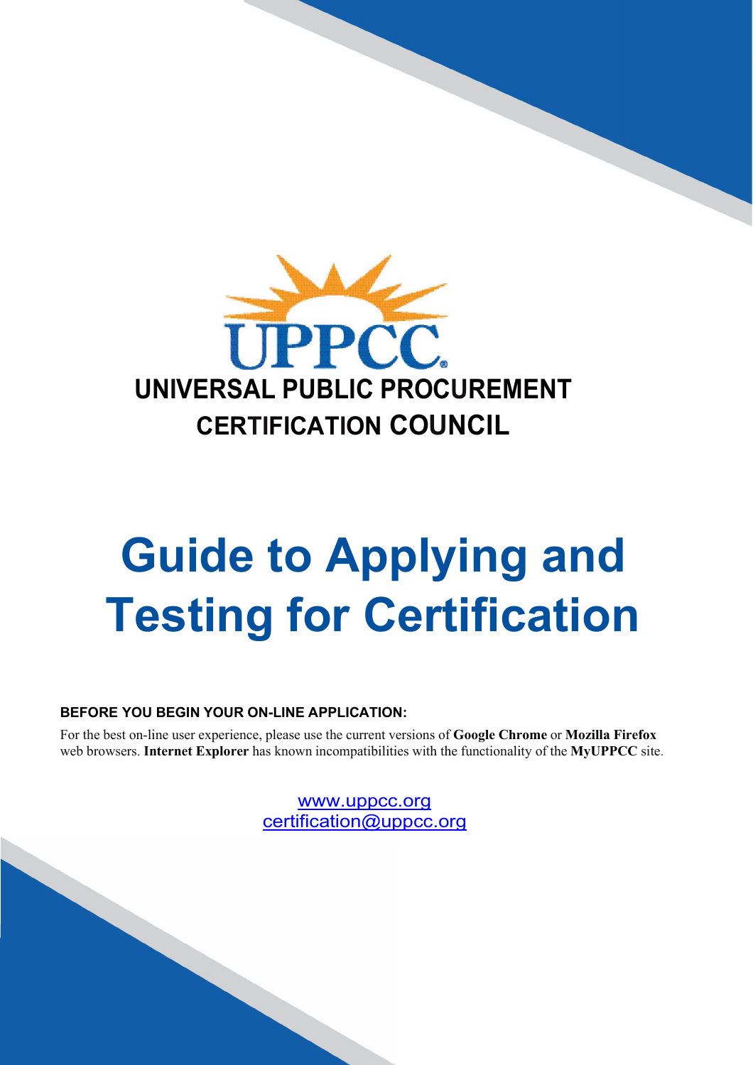UPPCC

**UNIVERSAL PUBLIC PROCUREMENT CERTIFICATION COUNCIL**

# Guide to Applying and Testing for Certification

**BEFORE YOU BEGIN YOUR ON-LINE APPLICATION:**

For the best on-line user experience, please use the current versions of **Google Chrome** or **Mozilla Firefox** web browsers. **Internet Explorer** has known incompatibilities with the functionality of the **MyUPPCC** site.

www.uppcc.org
certification@uppcc.org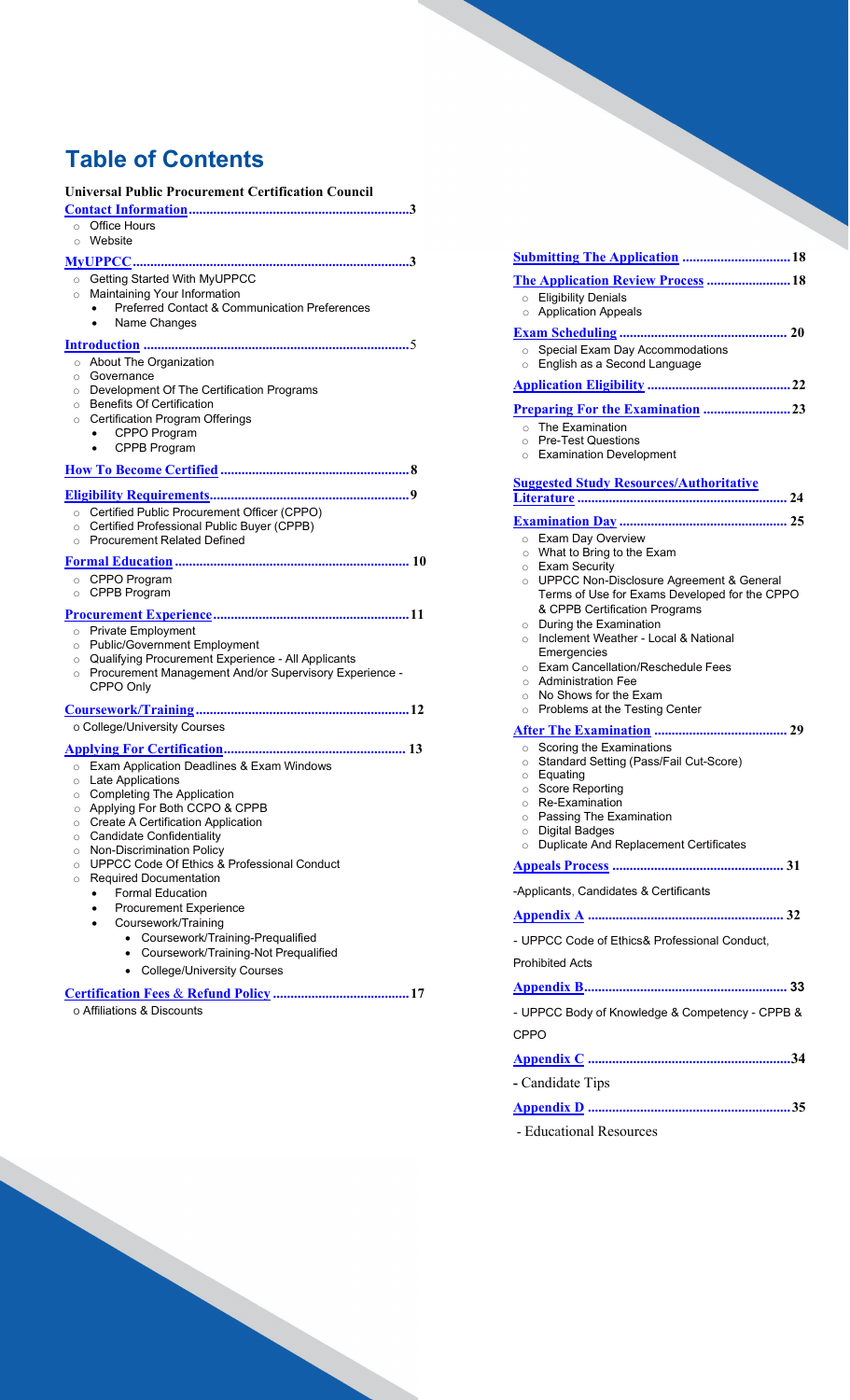# Table of Contents

**Universal Public Procurement Certification Council**

**Contact Information ... 3**
- Office Hours
- Website

**MyUPPCC ... 3**
- Getting Started With MyUPPCC
- Maintaining Your Information
  - Preferred Contact & Communication Preferences
  - Name Changes

**Introduction ... 5**
- About The Organization
- Governance
- Development Of The Certification Programs
- Benefits Of Certification
- Certification Program Offerings
  - CPPO Program
  - CPPB Program

**How To Become Certified ... 8**

**Eligibility Requirements ... 9**
- Certified Public Procurement Officer (CPPO)
- Certified Professional Public Buyer (CPPB)
- Procurement Related Defined

**Formal Education ... 10**
- CPPO Program
- CPPB Program

**Procurement Experience ... 11**
- Private Employment
- Public/Government Employment
- Qualifying Procurement Experience - All Applicants
- Procurement Management And/or Supervisory Experience - CPPO Only

**Coursework/Training ... 12**
- College/University Courses

**Applying For Certification ... 13**
- Exam Application Deadlines & Exam Windows
- Late Applications
- Completing The Application
- Applying For Both CCPO & CPPB
- Create A Certification Application
- Candidate Confidentiality
- Non-Discrimination Policy
- UPPCC Code Of Ethics & Professional Conduct
- Required Documentation
  - Formal Education
  - Procurement Experience
  - Coursework/Training
    - Coursework/Training-Prequalified
    - Coursework/Training-Not Prequalified
    - College/University Courses

**Certification Fees & Refund Policy ... 17**
- Affiliations & Discounts

**Submitting The Application ... 18**

**The Application Review Process ... 18**
- Eligibility Denials
- Application Appeals

**Exam Scheduling ... 20**
- Special Exam Day Accommodations
- English as a Second Language

**Application Eligibility ... 22**

**Preparing For the Examination ... 23**
- The Examination
- Pre-Test Questions
- Examination Development

**Suggested Study Resources/Authoritative Literature ... 24**

**Examination Day ... 25**
- Exam Day Overview
- What to Bring to the Exam
- Exam Security
- UPPCC Non-Disclosure Agreement & General Terms of Use for Exams Developed for the CPPO & CPPB Certification Programs
- During the Examination
- Inclement Weather - Local & National Emergencies
- Exam Cancellation/Reschedule Fees
- Administration Fee
- No Shows for the Exam
- Problems at the Testing Center

**After The Examination ... 29**
- Scoring the Examinations
- Standard Setting (Pass/Fail Cut-Score)
- Equating
- Score Reporting
- Re-Examination
- Passing The Examination
- Digital Badges
- Duplicate And Replacement Certificates

**Appeals Process ... 31**

-Applicants, Candidates & Certificants

**Appendix A ... 32**

- UPPCC Code of Ethics& Professional Conduct, Prohibited Acts

**Appendix B ... 33**

- UPPCC Body of Knowledge & Competency - CPPB & CPPO

**Appendix C ... 34**

- Candidate Tips

**Appendix D ... 35**

- Educational Resources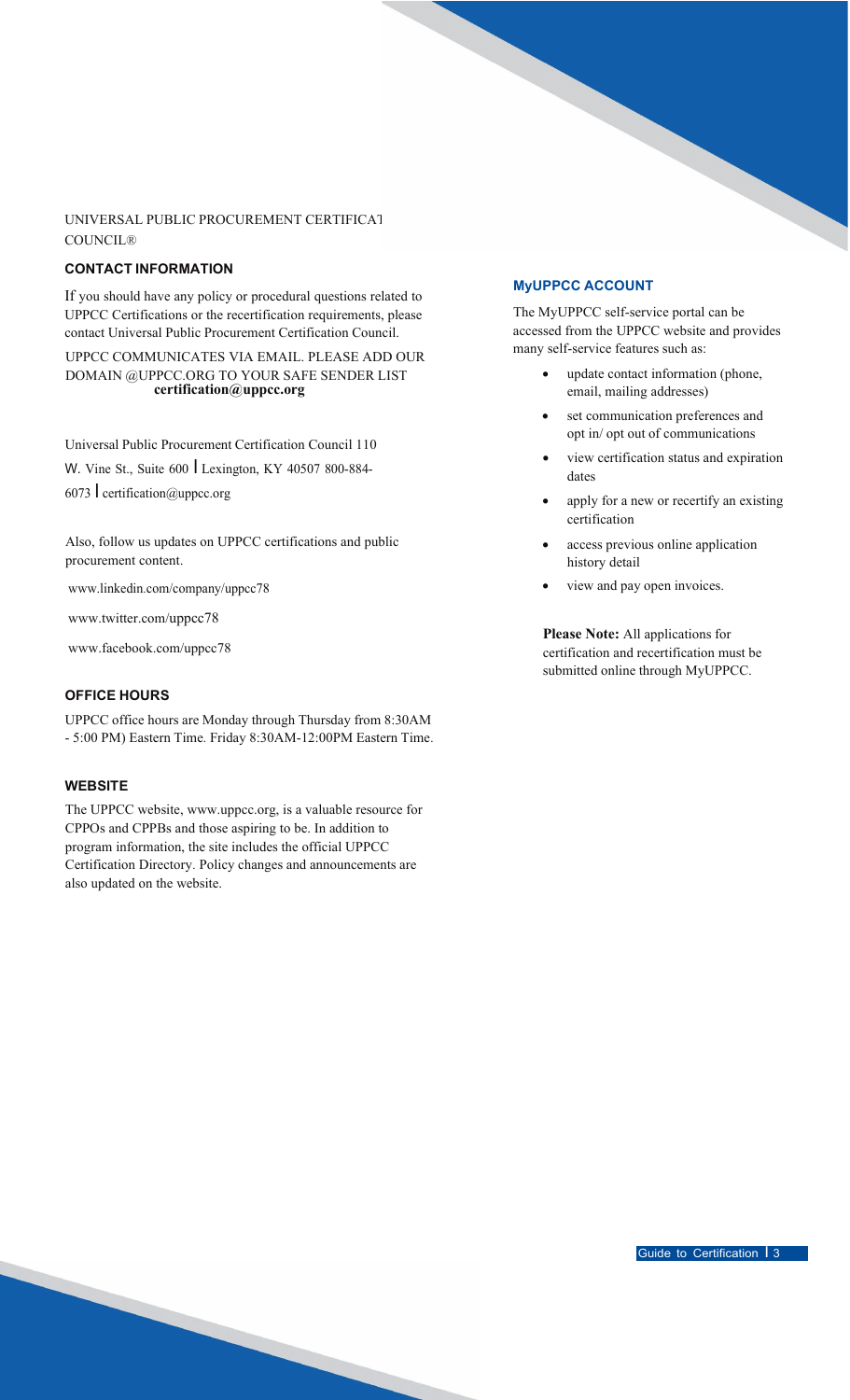UNIVERSAL PUBLIC PROCUREMENT CERTIFICATION COUNCIL®

## CONTACT INFORMATION

If you should have any policy or procedural questions related to UPPCC Certifications or the recertification requirements, please contact Universal Public Procurement Certification Council.

UPPCC COMMUNICATES VIA EMAIL. PLEASE ADD OUR DOMAIN @UPPCC.ORG TO YOUR SAFE SENDER LIST **certification@uppcc.org**

Universal Public Procurement Certification Council 110 W. Vine St., Suite 600 | Lexington, KY 40507 800-884-6073 | certification@uppcc.org

Also, follow us updates on UPPCC certifications and public procurement content.

www.linkedin.com/company/uppcc78

www.twitter.com/uppcc78

www.facebook.com/uppcc78

## OFFICE HOURS

UPPCC office hours are Monday through Thursday from 8:30AM - 5:00 PM) Eastern Time. Friday 8:30AM-12:00PM Eastern Time.

## WEBSITE

The UPPCC website, www.uppcc.org, is a valuable resource for CPPOs and CPPBs and those aspiring to be. In addition to program information, the site includes the official UPPCC Certification Directory. Policy changes and announcements are also updated on the website.

## MyUPPCC ACCOUNT

The MyUPPCC self-service portal can be accessed from the UPPCC website and provides many self-service features such as:

- update contact information (phone, email, mailing addresses)
- set communication preferences and opt in/ opt out of communications
- view certification status and expiration dates
- apply for a new or recertify an existing certification
- access previous online application history detail
- view and pay open invoices.

**Please Note:** All applications for certification and recertification must be submitted online through MyUPPCC.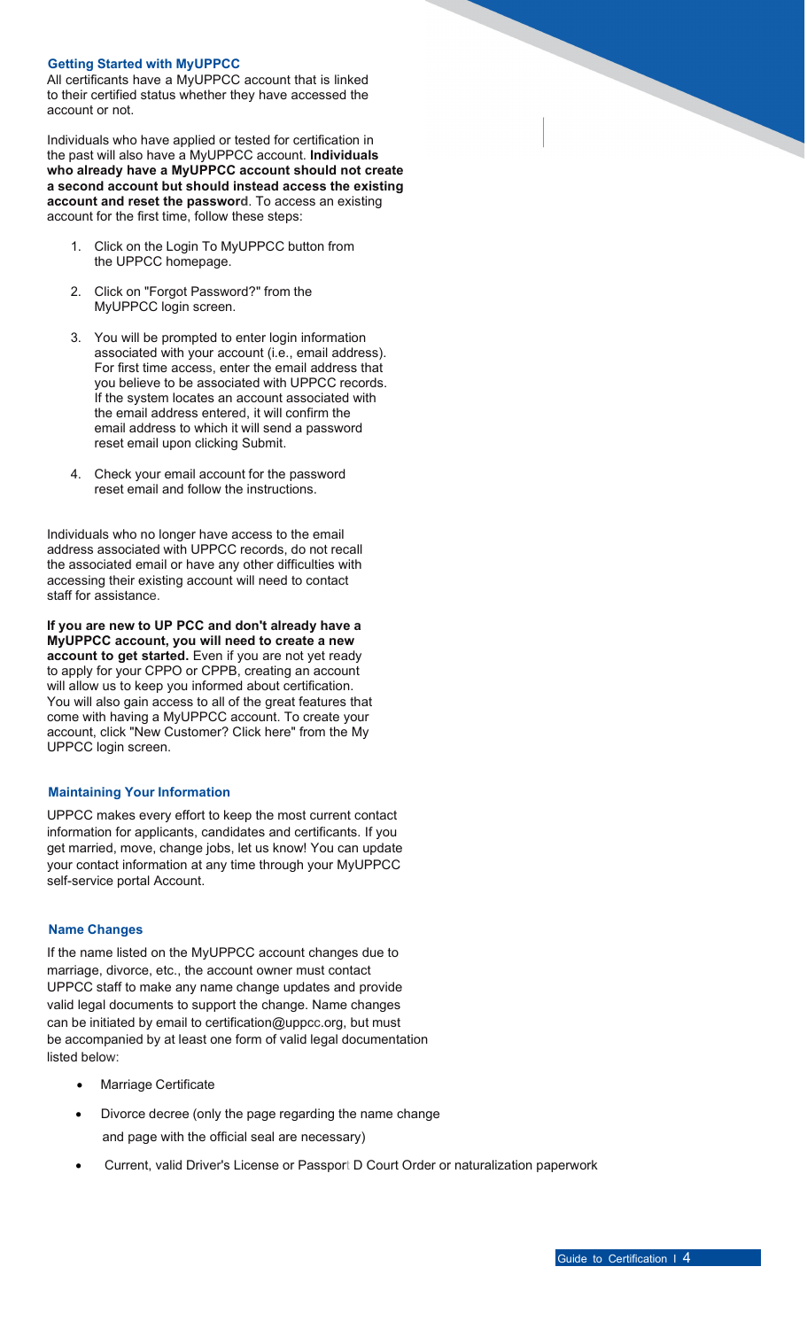### Getting Started with MyUPPCC

All certificants have a MyUPPCC account that is linked to their certified status whether they have accessed the account or not.

Individuals who have applied or tested for certification in the past will also have a MyUPPCC account. **Individuals who already have a MyUPPCC account should not create a second account but should instead access the existing account and reset the password**. To access an existing account for the first time, follow these steps:

1. Click on the Login To MyUPPCC button from the UPPCC homepage.
2. Click on "Forgot Password?" from the MyUPPCC login screen.
3. You will be prompted to enter login information associated with your account (i.e., email address). For first time access, enter the email address that you believe to be associated with UPPCC records. If the system locates an account associated with the email address entered, it will confirm the email address to which it will send a password reset email upon clicking Submit.
4. Check your email account for the password reset email and follow the instructions.

Individuals who no longer have access to the email address associated with UPPCC records, do not recall the associated email or have any other difficulties with accessing their existing account will need to contact staff for assistance.

**If you are new to UP PCC and don't already have a MyUPPCC account, you will need to create a new account to get started.** Even if you are not yet ready to apply for your CPPO or CPPB, creating an account will allow us to keep you informed about certification. You will also gain access to all of the great features that come with having a MyUPPCC account. To create your account, click "New Customer? Click here" from the My UPPCC login screen.

### Maintaining Your Information

UPPCC makes every effort to keep the most current contact information for applicants, candidates and certificants. If you get married, move, change jobs, let us know! You can update your contact information at any time through your MyUPPCC self-service portal Account.

### Name Changes

If the name listed on the MyUPPCC account changes due to marriage, divorce, etc., the account owner must contact UPPCC staff to make any name change updates and provide valid legal documents to support the change. Name changes can be initiated by email to certification@uppcc.org, but must be accompanied by at least one form of valid legal documentation listed below:

- Marriage Certificate
- Divorce decree (only the page regarding the name change and page with the official seal are necessary)
- Current, valid Driver's License or Passport D Court Order or naturalization paperwork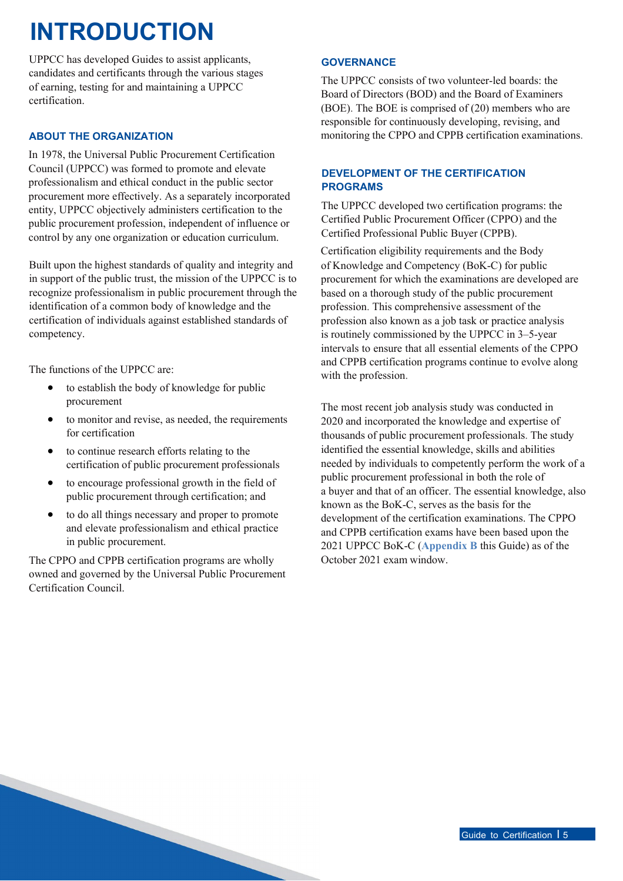# INTRODUCTION

UPPCC has developed Guides to assist applicants, candidates and certificants through the various stages of earning, testing for and maintaining a UPPCC certification.

## ABOUT THE ORGANIZATION

In 1978, the Universal Public Procurement Certification Council (UPPCC) was formed to promote and elevate professionalism and ethical conduct in the public sector procurement more effectively. As a separately incorporated entity, UPPCC objectively administers certification to the public procurement profession, independent of influence or control by any one organization or education curriculum.

Built upon the highest standards of quality and integrity and in support of the public trust, the mission of the UPPCC is to recognize professionalism in public procurement through the identification of a common body of knowledge and the certification of individuals against established standards of competency.

The functions of the UPPCC are:

- to establish the body of knowledge for public procurement
- to monitor and revise, as needed, the requirements for certification
- to continue research efforts relating to the certification of public procurement professionals
- to encourage professional growth in the field of public procurement through certification; and
- to do all things necessary and proper to promote and elevate professionalism and ethical practice in public procurement.

The CPPO and CPPB certification programs are wholly owned and governed by the Universal Public Procurement Certification Council.

## GOVERNANCE

The UPPCC consists of two volunteer-led boards: the Board of Directors (BOD) and the Board of Examiners (BOE). The BOE is comprised of (20) members who are responsible for continuously developing, revising, and monitoring the CPPO and CPPB certification examinations.

## DEVELOPMENT OF THE CERTIFICATION PROGRAMS

The UPPCC developed two certification programs: the Certified Public Procurement Officer (CPPO) and the Certified Professional Public Buyer (CPPB).

Certification eligibility requirements and the Body of Knowledge and Competency (BoK-C) for public procurement for which the examinations are developed are based on a thorough study of the public procurement profession. This comprehensive assessment of the profession also known as a job task or practice analysis is routinely commissioned by the UPPCC in 3–5-year intervals to ensure that all essential elements of the CPPO and CPPB certification programs continue to evolve along with the profession.

The most recent job analysis study was conducted in 2020 and incorporated the knowledge and expertise of thousands of public procurement professionals. The study identified the essential knowledge, skills and abilities needed by individuals to competently perform the work of a public procurement professional in both the role of a buyer and that of an officer. The essential knowledge, also known as the BoK-C, serves as the basis for the development of the certification examinations. The CPPO and CPPB certification exams have been based upon the 2021 UPPCC BoK-C (**Appendix B** this Guide) as of the October 2021 exam window.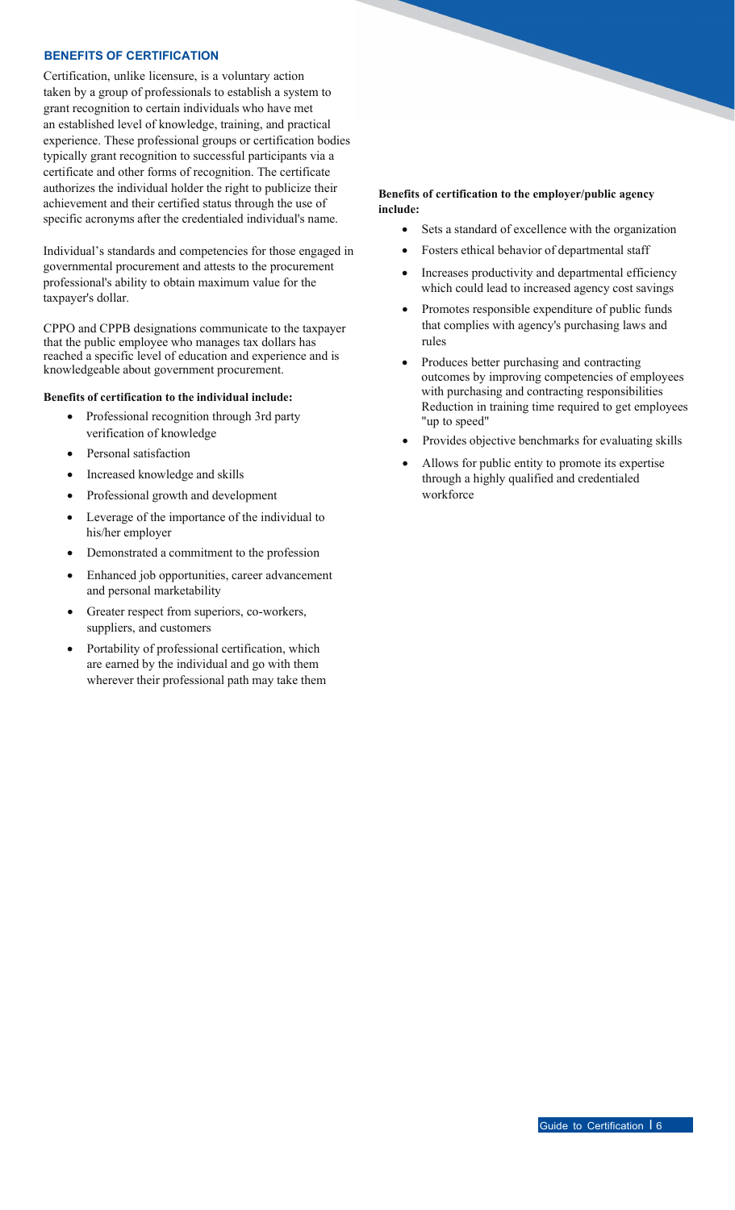## BENEFITS OF CERTIFICATION

Certification, unlike licensure, is a voluntary action taken by a group of professionals to establish a system to grant recognition to certain individuals who have met an established level of knowledge, training, and practical experience. These professional groups or certification bodies typically grant recognition to successful participants via a certificate and other forms of recognition. The certificate authorizes the individual holder the right to publicize their achievement and their certified status through the use of specific acronyms after the credentialed individual's name.

Individual's standards and competencies for those engaged in governmental procurement and attests to the procurement professional's ability to obtain maximum value for the taxpayer's dollar.

CPPO and CPPB designations communicate to the taxpayer that the public employee who manages tax dollars has reached a specific level of education and experience and is knowledgeable about government procurement.

**Benefits of certification to the individual include:**

- Professional recognition through 3rd party verification of knowledge
- Personal satisfaction
- Increased knowledge and skills
- Professional growth and development
- Leverage of the importance of the individual to his/her employer
- Demonstrated a commitment to the profession
- Enhanced job opportunities, career advancement and personal marketability
- Greater respect from superiors, co-workers, suppliers, and customers
- Portability of professional certification, which are earned by the individual and go with them wherever their professional path may take them

**Benefits of certification to the employer/public agency include:**

- Sets a standard of excellence with the organization
- Fosters ethical behavior of departmental staff
- Increases productivity and departmental efficiency which could lead to increased agency cost savings
- Promotes responsible expenditure of public funds that complies with agency's purchasing laws and rules
- Produces better purchasing and contracting outcomes by improving competencies of employees with purchasing and contracting responsibilities Reduction in training time required to get employees "up to speed"
- Provides objective benchmarks for evaluating skills
- Allows for public entity to promote its expertise through a highly qualified and credentialed workforce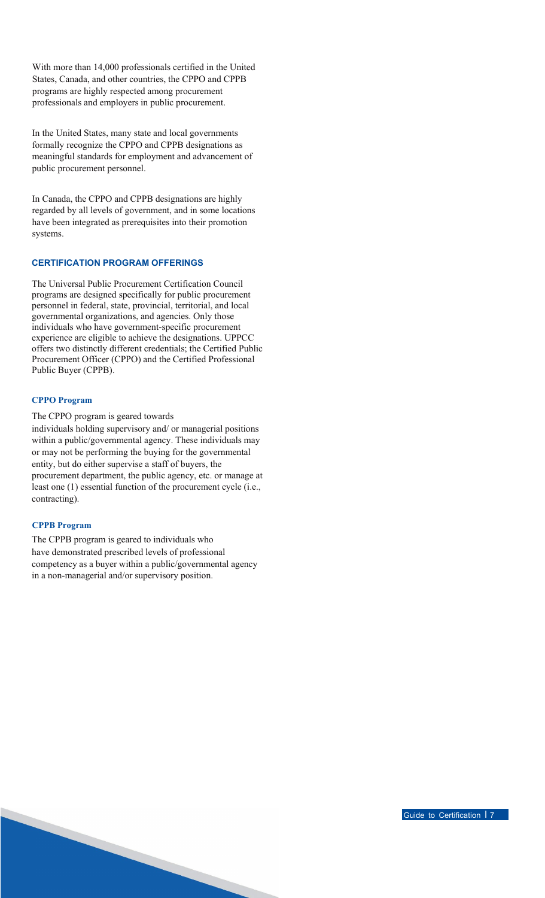With more than 14,000 professionals certified in the United States, Canada, and other countries, the CPPO and CPPB programs are highly respected among procurement professionals and employers in public procurement.

In the United States, many state and local governments formally recognize the CPPO and CPPB designations as meaningful standards for employment and advancement of public procurement personnel.

In Canada, the CPPO and CPPB designations are highly regarded by all levels of government, and in some locations have been integrated as prerequisites into their promotion systems.

## CERTIFICATION PROGRAM OFFERINGS

The Universal Public Procurement Certification Council programs are designed specifically for public procurement personnel in federal, state, provincial, territorial, and local governmental organizations, and agencies. Only those individuals who have government-specific procurement experience are eligible to achieve the designations. UPPCC offers two distinctly different credentials; the Certified Public Procurement Officer (CPPO) and the Certified Professional Public Buyer (CPPB).

### CPPO Program

The CPPO program is geared towards individuals holding supervisory and/ or managerial positions within a public/governmental agency. These individuals may or may not be performing the buying for the governmental entity, but do either supervise a staff of buyers, the procurement department, the public agency, etc. or manage at least one (1) essential function of the procurement cycle (i.e., contracting).

### CPPB Program

The CPPB program is geared to individuals who have demonstrated prescribed levels of professional competency as a buyer within a public/governmental agency in a non-managerial and/or supervisory position.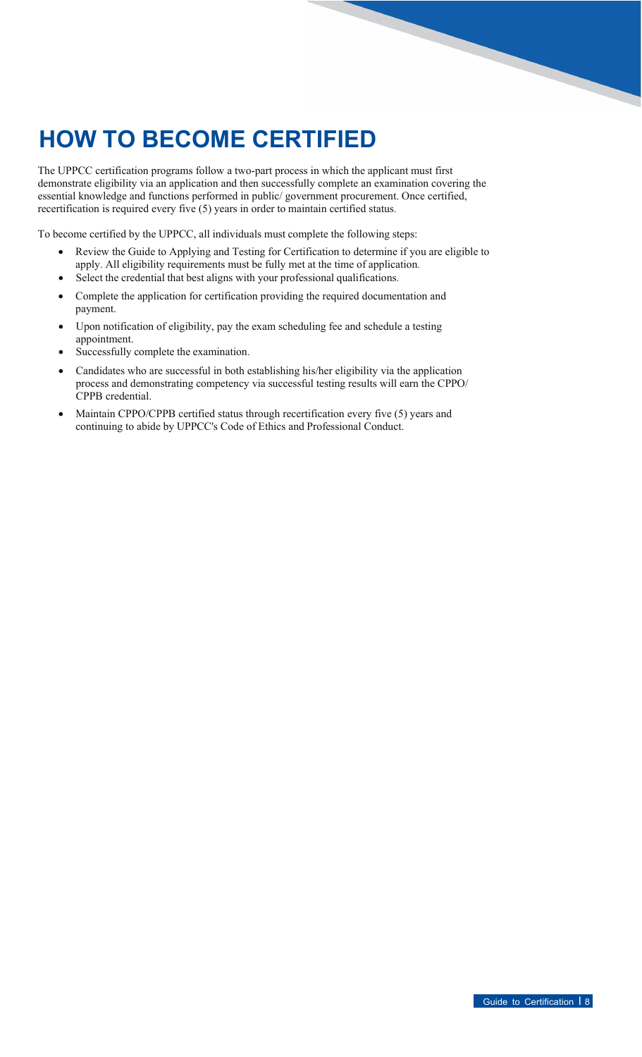# HOW TO BECOME CERTIFIED

The UPPCC certification programs follow a two-part process in which the applicant must first demonstrate eligibility via an application and then successfully complete an examination covering the essential knowledge and functions performed in public/ government procurement. Once certified, recertification is required every five (5) years in order to maintain certified status.

To become certified by the UPPCC, all individuals must complete the following steps:

- Review the Guide to Applying and Testing for Certification to determine if you are eligible to apply. All eligibility requirements must be fully met at the time of application.
- Select the credential that best aligns with your professional qualifications.
- Complete the application for certification providing the required documentation and payment.
- Upon notification of eligibility, pay the exam scheduling fee and schedule a testing appointment.
- Successfully complete the examination.
- Candidates who are successful in both establishing his/her eligibility via the application process and demonstrating competency via successful testing results will earn the CPPO/ CPPB credential.
- Maintain CPPO/CPPB certified status through recertification every five (5) years and continuing to abide by UPPCC's Code of Ethics and Professional Conduct.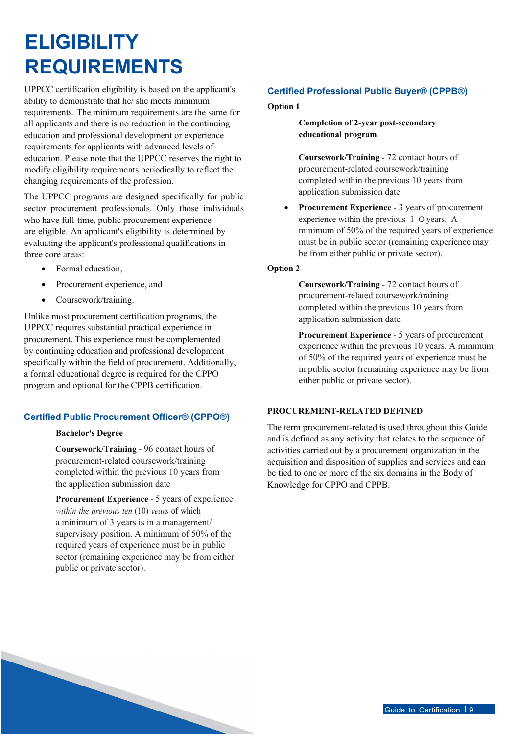# ELIGIBILITY REQUIREMENTS

UPPCC certification eligibility is based on the applicant's ability to demonstrate that he/ she meets minimum requirements. The minimum requirements are the same for all applicants and there is no reduction in the continuing education and professional development or experience requirements for applicants with advanced levels of education. Please note that the UPPCC reserves the right to modify eligibility requirements periodically to reflect the changing requirements of the profession.

The UPPCC programs are designed specifically for public sector procurement professionals. Only those individuals who have full-time, public procurement experience are eligible. An applicant's eligibility is determined by evaluating the applicant's professional qualifications in three core areas:

- Formal education,
- Procurement experience, and
- Coursework/training.

Unlike most procurement certification programs, the UPPCC requires substantial practical experience in procurement. This experience must be complemented by continuing education and professional development specifically within the field of procurement. Additionally, a formal educational degree is required for the CPPO program and optional for the CPPB certification.

## Certified Public Procurement Officer® (CPPO®)

**Bachelor's Degree**

**Coursework/Training** - 96 contact hours of procurement-related coursework/training completed within the previous 10 years from the application submission date

**Procurement Experience** - 5 years of experience *within the previous ten* (10) *years* of which a minimum of 3 years is in a management/ supervisory position. A minimum of 50% of the required years of experience must be in public sector (remaining experience may be from either public or private sector).

## Certified Professional Public Buyer® (CPPB®)

**Option 1**

**Completion of 2-year post-secondary educational program**

**Coursework/Training** - 72 contact hours of procurement-related coursework/training completed within the previous 10 years from application submission date

- **Procurement Experience** - 3 years of procurement experience within the previous 10 years. A minimum of 50% of the required years of experience must be in public sector (remaining experience may be from either public or private sector).

**Option 2**

**Coursework/Training** - 72 contact hours of procurement-related coursework/training completed within the previous 10 years from application submission date

**Procurement Experience** - 5 years of procurement experience within the previous 10 years. A minimum of 50% of the required years of experience must be in public sector (remaining experience may be from either public or private sector).

**PROCUREMENT-RELATED DEFINED**

The term procurement-related is used throughout this Guide and is defined as any activity that relates to the sequence of activities carried out by a procurement organization in the acquisition and disposition of supplies and services and can be tied to one or more of the six domains in the Body of Knowledge for CPPO and CPPB.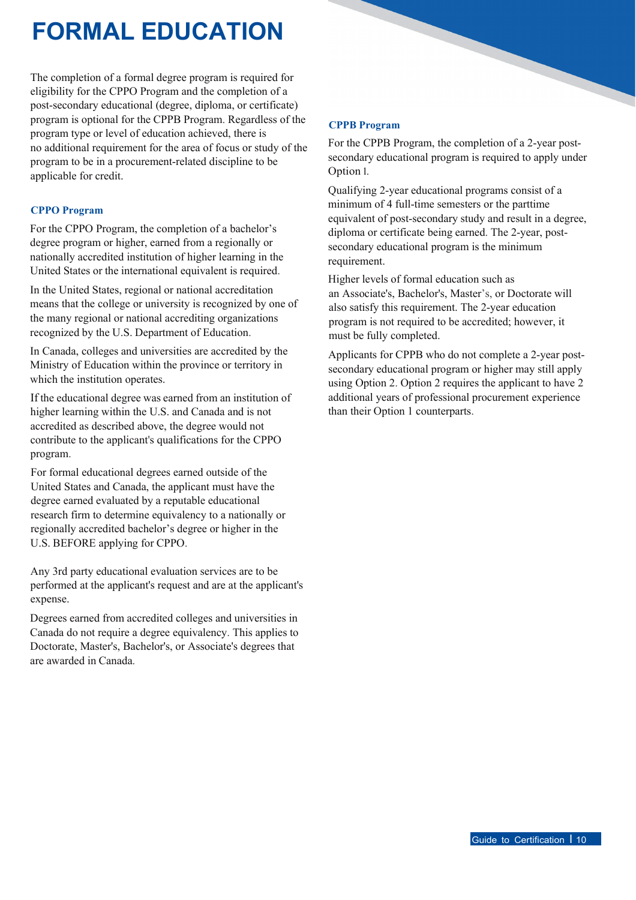# FORMAL EDUCATION

The completion of a formal degree program is required for eligibility for the CPPO Program and the completion of a post-secondary educational (degree, diploma, or certificate) program is optional for the CPPB Program. Regardless of the program type or level of education achieved, there is no additional requirement for the area of focus or study of the program to be in a procurement-related discipline to be applicable for credit.

### CPPO Program

For the CPPO Program, the completion of a bachelor's degree program or higher, earned from a regionally or nationally accredited institution of higher learning in the United States or the international equivalent is required.

In the United States, regional or national accreditation means that the college or university is recognized by one of the many regional or national accrediting organizations recognized by the U.S. Department of Education.

In Canada, colleges and universities are accredited by the Ministry of Education within the province or territory in which the institution operates.

If the educational degree was earned from an institution of higher learning within the U.S. and Canada and is not accredited as described above, the degree would not contribute to the applicant's qualifications for the CPPO program.

For formal educational degrees earned outside of the United States and Canada, the applicant must have the degree earned evaluated by a reputable educational research firm to determine equivalency to a nationally or regionally accredited bachelor's degree or higher in the U.S. BEFORE applying for CPPO.

Any 3rd party educational evaluation services are to be performed at the applicant's request and are at the applicant's expense.

Degrees earned from accredited colleges and universities in Canada do not require a degree equivalency. This applies to Doctorate, Master's, Bachelor's, or Associate's degrees that are awarded in Canada.

### CPPB Program

For the CPPB Program, the completion of a 2-year post-secondary educational program is required to apply under Option 1.

Qualifying 2-year educational programs consist of a minimum of 4 full-time semesters or the parttime equivalent of post-secondary study and result in a degree, diploma or certificate being earned. The 2-year, post-secondary educational program is the minimum requirement.

Higher levels of formal education such as an Associate's, Bachelor's, Master's, or Doctorate will also satisfy this requirement. The 2-year education program is not required to be accredited; however, it must be fully completed.

Applicants for CPPB who do not complete a 2-year post-secondary educational program or higher may still apply using Option 2. Option 2 requires the applicant to have 2 additional years of professional procurement experience than their Option 1 counterparts.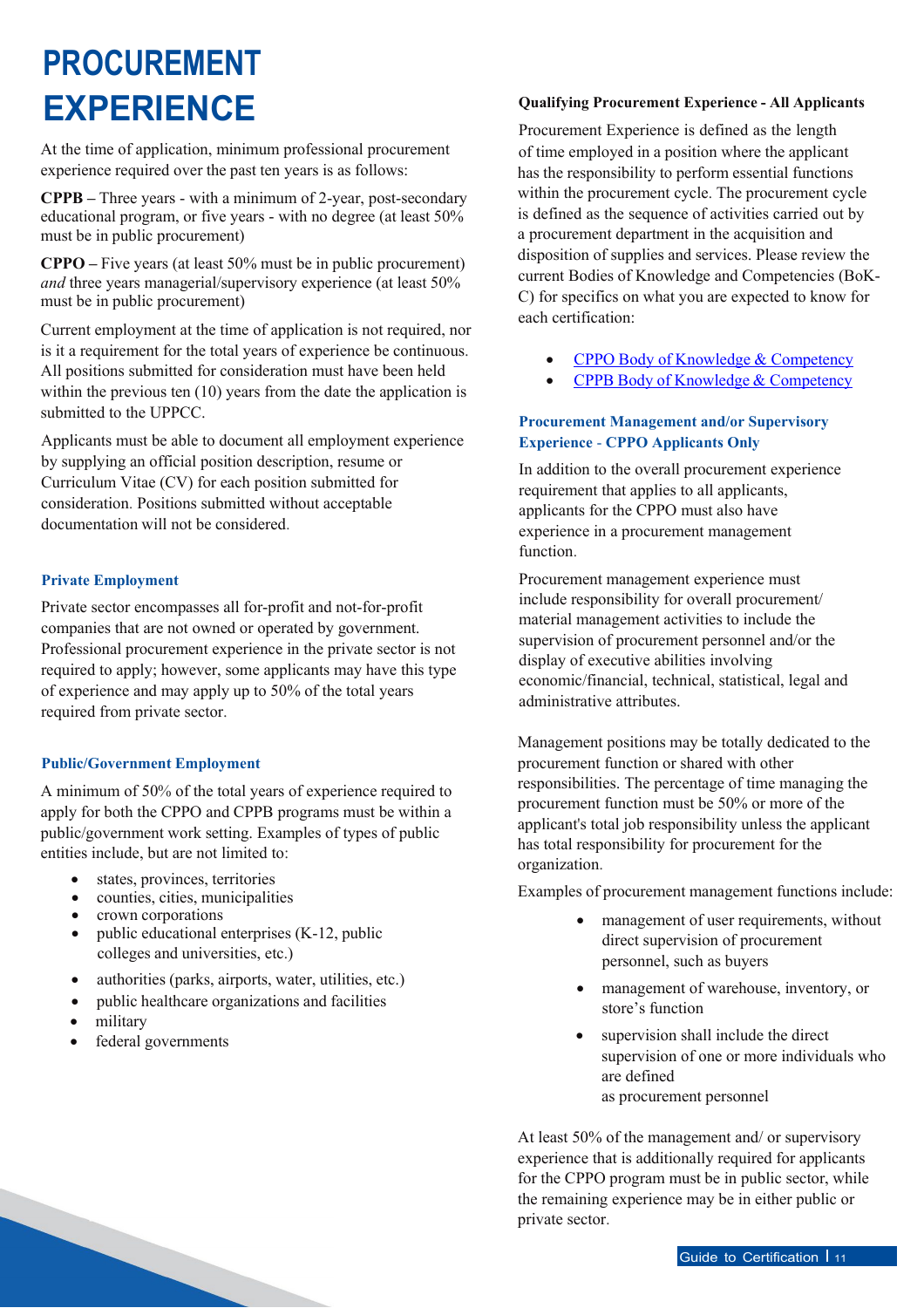# PROCUREMENT EXPERIENCE

At the time of application, minimum professional procurement experience required over the past ten years is as follows:

**CPPB –** Three years - with a minimum of 2-year, post-secondary educational program, or five years - with no degree (at least 50% must be in public procurement)

**CPPO –** Five years (at least 50% must be in public procurement) *and* three years managerial/supervisory experience (at least 50% must be in public procurement)

Current employment at the time of application is not required, nor is it a requirement for the total years of experience be continuous. All positions submitted for consideration must have been held within the previous ten (10) years from the date the application is submitted to the UPPCC.

Applicants must be able to document all employment experience by supplying an official position description, resume or Curriculum Vitae (CV) for each position submitted for consideration. Positions submitted without acceptable documentation will not be considered.

### Private Employment

Private sector encompasses all for-profit and not-for-profit companies that are not owned or operated by government. Professional procurement experience in the private sector is not required to apply; however, some applicants may have this type of experience and may apply up to 50% of the total years required from private sector.

### Public/Government Employment

A minimum of 50% of the total years of experience required to apply for both the CPPO and CPPB programs must be within a public/government work setting. Examples of types of public entities include, but are not limited to:

- states, provinces, territories
- counties, cities, municipalities
- crown corporations
- public educational enterprises (K-12, public colleges and universities, etc.)
- authorities (parks, airports, water, utilities, etc.)
- public healthcare organizations and facilities
- military
- federal governments

### Qualifying Procurement Experience - All Applicants

Procurement Experience is defined as the length of time employed in a position where the applicant has the responsibility to perform essential functions within the procurement cycle. The procurement cycle is defined as the sequence of activities carried out by a procurement department in the acquisition and disposition of supplies and services. Please review the current Bodies of Knowledge and Competencies (BoK-C) for specifics on what you are expected to know for each certification:

- CPPO Body of Knowledge & Competency
- CPPB Body of Knowledge & Competency

### Procurement Management and/or Supervisory Experience - CPPO Applicants Only

In addition to the overall procurement experience requirement that applies to all applicants, applicants for the CPPO must also have experience in a procurement management function.

Procurement management experience must include responsibility for overall procurement/ material management activities to include the supervision of procurement personnel and/or the display of executive abilities involving economic/financial, technical, statistical, legal and administrative attributes.

Management positions may be totally dedicated to the procurement function or shared with other responsibilities. The percentage of time managing the procurement function must be 50% or more of the applicant's total job responsibility unless the applicant has total responsibility for procurement for the organization.

Examples of procurement management functions include:

- management of user requirements, without direct supervision of procurement personnel, such as buyers
- management of warehouse, inventory, or store's function
- supervision shall include the direct supervision of one or more individuals who are defined as procurement personnel

At least 50% of the management and/ or supervisory experience that is additionally required for applicants for the CPPO program must be in public sector, while the remaining experience may be in either public or private sector.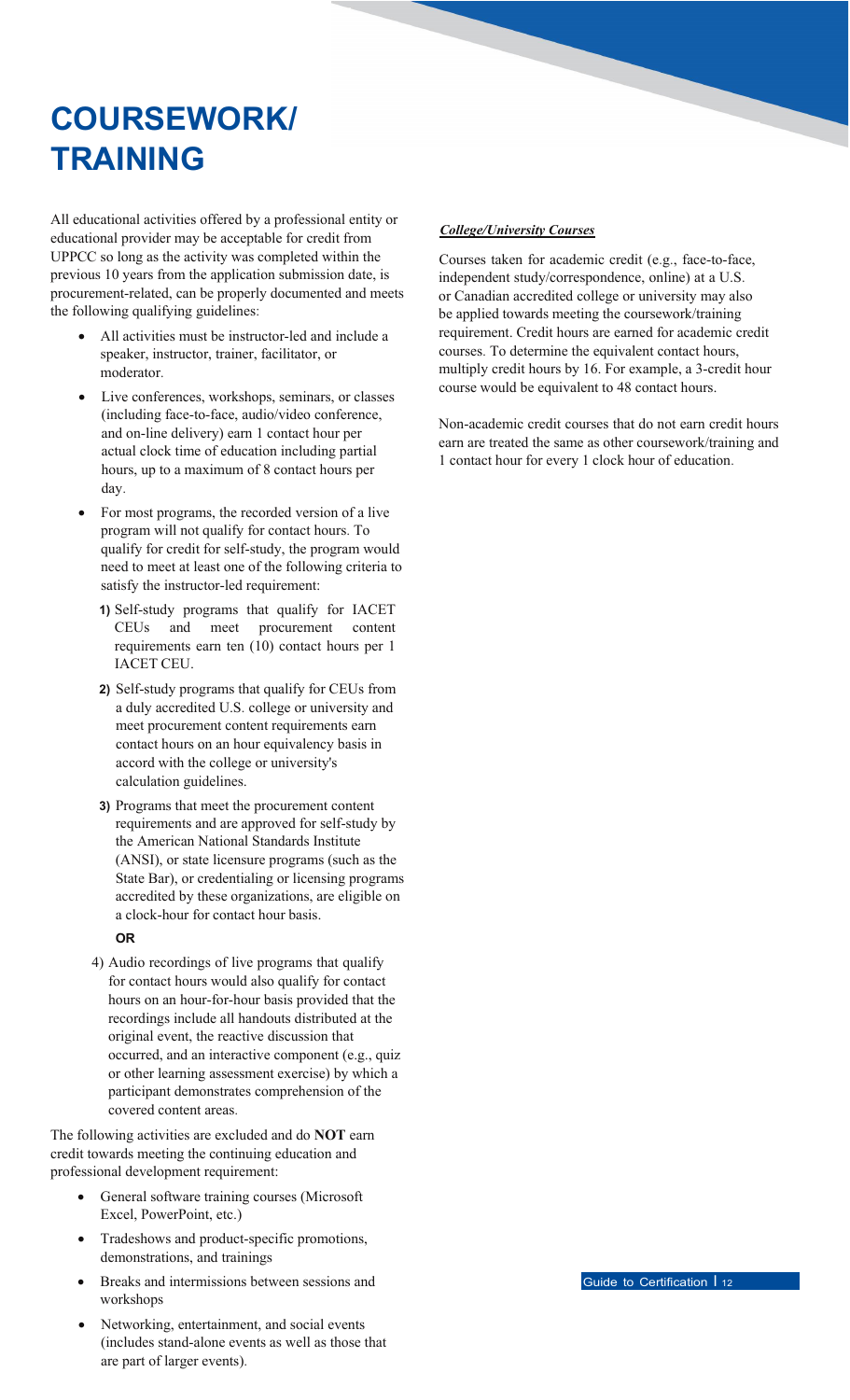# COURSEWORK/ TRAINING

All educational activities offered by a professional entity or educational provider may be acceptable for credit from UPPCC so long as the activity was completed within the previous 10 years from the application submission date, is procurement-related, can be properly documented and meets the following qualifying guidelines:

- All activities must be instructor-led and include a speaker, instructor, trainer, facilitator, or moderator.
- Live conferences, workshops, seminars, or classes (including face-to-face, audio/video conference, and on-line delivery) earn 1 contact hour per actual clock time of education including partial hours, up to a maximum of 8 contact hours per day.
- For most programs, the recorded version of a live program will not qualify for contact hours. To qualify for credit for self-study, the program would need to meet at least one of the following criteria to satisfy the instructor-led requirement:
  1) Self-study programs that qualify for IACET CEUs and meet procurement content requirements earn ten (10) contact hours per 1 IACET CEU.
  2) Self-study programs that qualify for CEUs from a duly accredited U.S. college or university and meet procurement content requirements earn contact hours on an hour equivalency basis in accord with the college or university's calculation guidelines.
  3) Programs that meet the procurement content requirements and are approved for self-study by the American National Standards Institute (ANSI), or state licensure programs (such as the State Bar), or credentialing or licensing programs accredited by these organizations, are eligible on a clock-hour for contact hour basis.

  **OR**

  4) Audio recordings of live programs that qualify for contact hours would also qualify for contact hours on an hour-for-hour basis provided that the recordings include all handouts distributed at the original event, the reactive discussion that occurred, and an interactive component (e.g., quiz or other learning assessment exercise) by which a participant demonstrates comprehension of the covered content areas.

The following activities are excluded and do **NOT** earn credit towards meeting the continuing education and professional development requirement:

- General software training courses (Microsoft Excel, PowerPoint, etc.)
- Tradeshows and product-specific promotions, demonstrations, and trainings
- Breaks and intermissions between sessions and workshops
- Networking, entertainment, and social events (includes stand-alone events as well as those that are part of larger events).

***College/University Courses***

Courses taken for academic credit (e.g., face-to-face, independent study/correspondence, online) at a U.S. or Canadian accredited college or university may also be applied towards meeting the coursework/training requirement. Credit hours are earned for academic credit courses. To determine the equivalent contact hours, multiply credit hours by 16. For example, a 3-credit hour course would be equivalent to 48 contact hours.

Non-academic credit courses that do not earn credit hours earn are treated the same as other coursework/training and 1 contact hour for every 1 clock hour of education.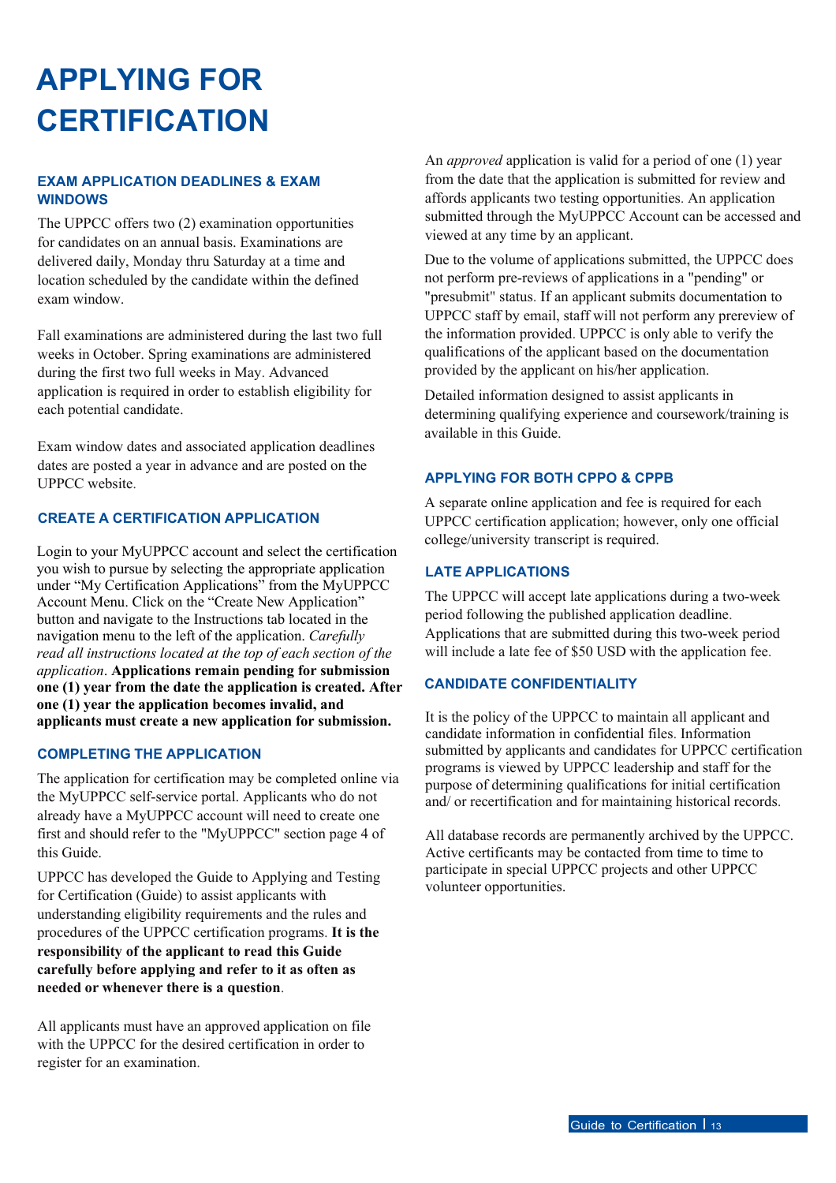# APPLYING FOR CERTIFICATION

### EXAM APPLICATION DEADLINES & EXAM WINDOWS

The UPPCC offers two (2) examination opportunities for candidates on an annual basis. Examinations are delivered daily, Monday thru Saturday at a time and location scheduled by the candidate within the defined exam window.

Fall examinations are administered during the last two full weeks in October. Spring examinations are administered during the first two full weeks in May. Advanced application is required in order to establish eligibility for each potential candidate.

Exam window dates and associated application deadlines dates are posted a year in advance and are posted on the UPPCC website.

### CREATE A CERTIFICATION APPLICATION

Login to your MyUPPCC account and select the certification you wish to pursue by selecting the appropriate application under "My Certification Applications" from the MyUPPCC Account Menu. Click on the "Create New Application" button and navigate to the Instructions tab located in the navigation menu to the left of the application. *Carefully read all instructions located at the top of each section of the application*. **Applications remain pending for submission one (1) year from the date the application is created. After one (1) year the application becomes invalid, and applicants must create a new application for submission.**

### COMPLETING THE APPLICATION

The application for certification may be completed online via the MyUPPCC self-service portal. Applicants who do not already have a MyUPPCC account will need to create one first and should refer to the "MyUPPCC" section page 4 of this Guide.

UPPCC has developed the Guide to Applying and Testing for Certification (Guide) to assist applicants with understanding eligibility requirements and the rules and procedures of the UPPCC certification programs. **It is the responsibility of the applicant to read this Guide carefully before applying and refer to it as often as needed or whenever there is a question**.

All applicants must have an approved application on file with the UPPCC for the desired certification in order to register for an examination.

An *approved* application is valid for a period of one (1) year from the date that the application is submitted for review and affords applicants two testing opportunities. An application submitted through the MyUPPCC Account can be accessed and viewed at any time by an applicant.

Due to the volume of applications submitted, the UPPCC does not perform pre-reviews of applications in a "pending" or "presubmit" status. If an applicant submits documentation to UPPCC staff by email, staff will not perform any prereview of the information provided. UPPCC is only able to verify the qualifications of the applicant based on the documentation provided by the applicant on his/her application.

Detailed information designed to assist applicants in determining qualifying experience and coursework/training is available in this Guide.

### APPLYING FOR BOTH CPPO & CPPB

A separate online application and fee is required for each UPPCC certification application; however, only one official college/university transcript is required.

### LATE APPLICATIONS

The UPPCC will accept late applications during a two-week period following the published application deadline. Applications that are submitted during this two-week period will include a late fee of $50 USD with the application fee.

### CANDIDATE CONFIDENTIALITY

It is the policy of the UPPCC to maintain all applicant and candidate information in confidential files. Information submitted by applicants and candidates for UPPCC certification programs is viewed by UPPCC leadership and staff for the purpose of determining qualifications for initial certification and/ or recertification and for maintaining historical records.

All database records are permanently archived by the UPPCC. Active certificants may be contacted from time to time to participate in special UPPCC projects and other UPPCC volunteer opportunities.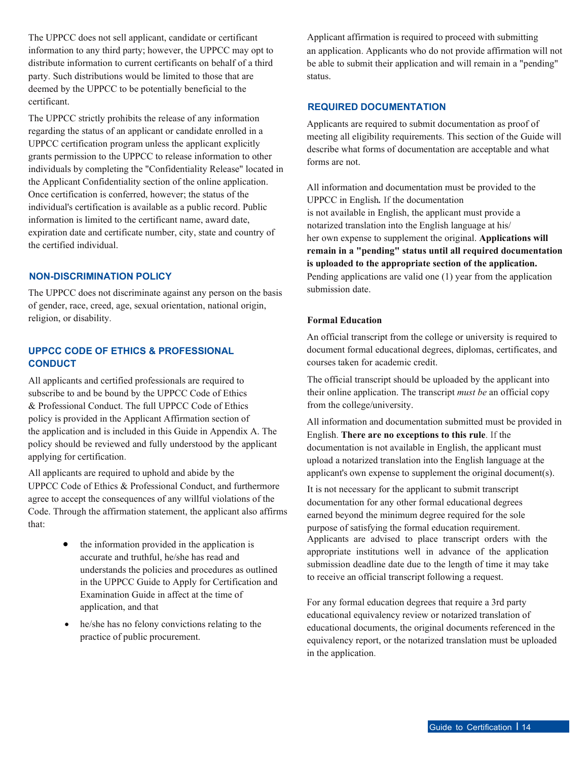The UPPCC does not sell applicant, candidate or certificant information to any third party; however, the UPPCC may opt to distribute information to current certificants on behalf of a third party. Such distributions would be limited to those that are deemed by the UPPCC to be potentially beneficial to the certificant.

The UPPCC strictly prohibits the release of any information regarding the status of an applicant or candidate enrolled in a UPPCC certification program unless the applicant explicitly grants permission to the UPPCC to release information to other individuals by completing the "Confidentiality Release" located in the Applicant Confidentiality section of the online application. Once certification is conferred, however; the status of the individual's certification is available as a public record. Public information is limited to the certificant name, award date, expiration date and certificate number, city, state and country of the certified individual.

## NON-DISCRIMINATION POLICY

The UPPCC does not discriminate against any person on the basis of gender, race, creed, age, sexual orientation, national origin, religion, or disability.

## UPPCC CODE OF ETHICS & PROFESSIONAL CONDUCT

All applicants and certified professionals are required to subscribe to and be bound by the UPPCC Code of Ethics & Professional Conduct. The full UPPCC Code of Ethics policy is provided in the Applicant Affirmation section of the application and is included in this Guide in Appendix A. The policy should be reviewed and fully understood by the applicant applying for certification.

All applicants are required to uphold and abide by the UPPCC Code of Ethics & Professional Conduct, and furthermore agree to accept the consequences of any willful violations of the Code. Through the affirmation statement, the applicant also affirms that:

- the information provided in the application is accurate and truthful, he/she has read and understands the policies and procedures as outlined in the UPPCC Guide to Apply for Certification and Examination Guide in affect at the time of application, and that
- he/she has no felony convictions relating to the practice of public procurement.

Applicant affirmation is required to proceed with submitting an application. Applicants who do not provide affirmation will not be able to submit their application and will remain in a "pending" status.

## REQUIRED DOCUMENTATION

Applicants are required to submit documentation as proof of meeting all eligibility requirements. This section of the Guide will describe what forms of documentation are acceptable and what forms are not.

All information and documentation must be provided to the UPPCC in English**.** If the documentation is not available in English, the applicant must provide a notarized translation into the English language at his/her own expense to supplement the original. **Applications will remain in a "pending" status until all required documentation is uploaded to the appropriate section of the application.** Pending applications are valid one (1) year from the application submission date.

### Formal Education

An official transcript from the college or university is required to document formal educational degrees, diplomas, certificates, and courses taken for academic credit.

The official transcript should be uploaded by the applicant into their online application. The transcript *must be* an official copy from the college/university.

All information and documentation submitted must be provided in English. **There are no exceptions to this rule**. If the documentation is not available in English, the applicant must upload a notarized translation into the English language at the applicant's own expense to supplement the original document(s).

It is not necessary for the applicant to submit transcript documentation for any other formal educational degrees earned beyond the minimum degree required for the sole purpose of satisfying the formal education requirement. Applicants are advised to place transcript orders with the appropriate institutions well in advance of the application submission deadline date due to the length of time it may take to receive an official transcript following a request.

For any formal education degrees that require a 3rd party educational equivalency review or notarized translation of educational documents, the original documents referenced in the equivalency report, or the notarized translation must be uploaded in the application.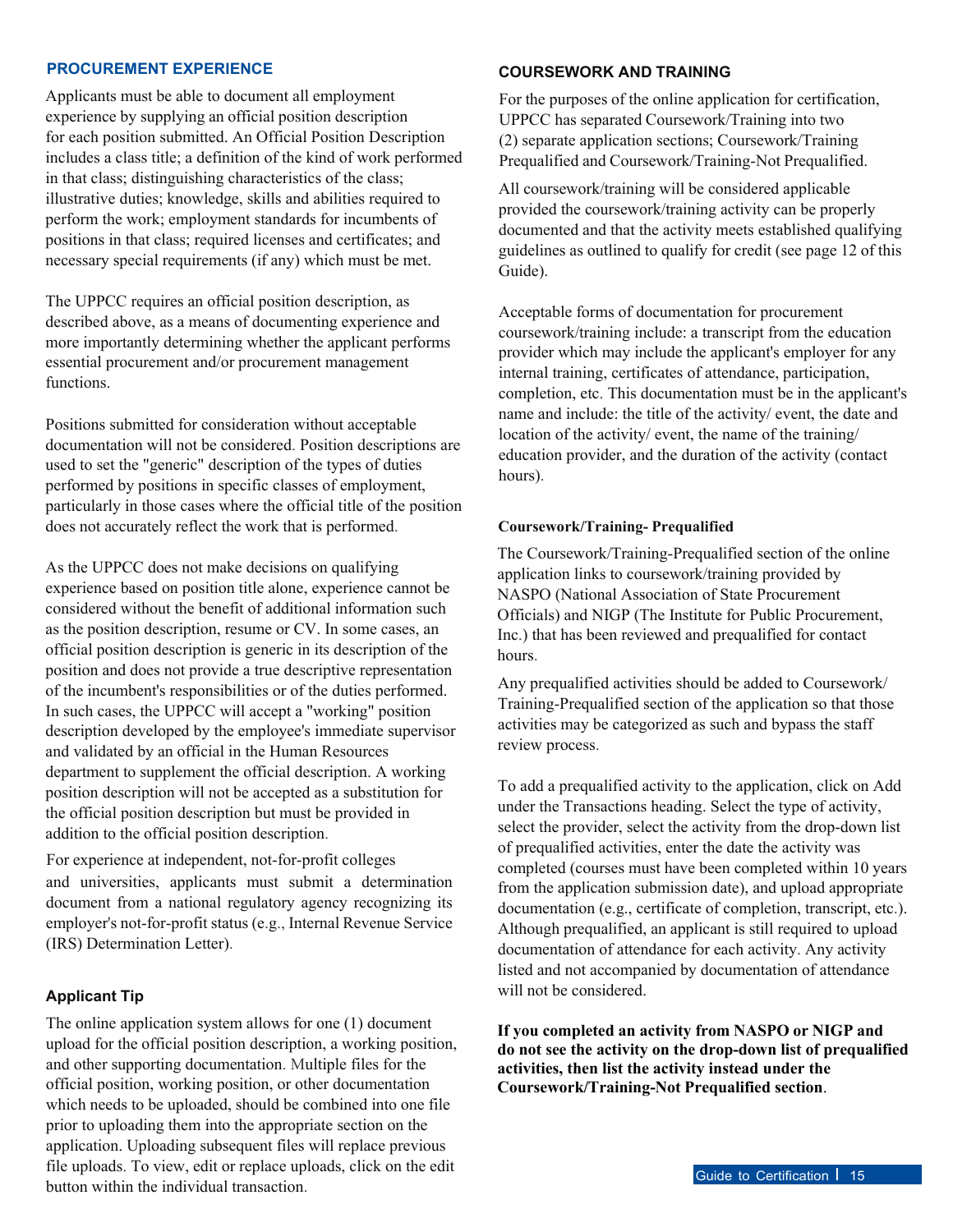## PROCUREMENT EXPERIENCE

Applicants must be able to document all employment experience by supplying an official position description for each position submitted. An Official Position Description includes a class title; a definition of the kind of work performed in that class; distinguishing characteristics of the class; illustrative duties; knowledge, skills and abilities required to perform the work; employment standards for incumbents of positions in that class; required licenses and certificates; and necessary special requirements (if any) which must be met.

The UPPCC requires an official position description, as described above, as a means of documenting experience and more importantly determining whether the applicant performs essential procurement and/or procurement management functions.

Positions submitted for consideration without acceptable documentation will not be considered. Position descriptions are used to set the "generic" description of the types of duties performed by positions in specific classes of employment, particularly in those cases where the official title of the position does not accurately reflect the work that is performed.

As the UPPCC does not make decisions on qualifying experience based on position title alone, experience cannot be considered without the benefit of additional information such as the position description, resume or CV. In some cases, an official position description is generic in its description of the position and does not provide a true descriptive representation of the incumbent's responsibilities or of the duties performed. In such cases, the UPPCC will accept a "working" position description developed by the employee's immediate supervisor and validated by an official in the Human Resources department to supplement the official description. A working position description will not be accepted as a substitution for the official position description but must be provided in addition to the official position description.

For experience at independent, not-for-profit colleges and universities, applicants must submit a determination document from a national regulatory agency recognizing its employer's not-for-profit status (e.g., Internal Revenue Service (IRS) Determination Letter).

### Applicant Tip

The online application system allows for one (1) document upload for the official position description, a working position, and other supporting documentation. Multiple files for the official position, working position, or other documentation which needs to be uploaded, should be combined into one file prior to uploading them into the appropriate section on the application. Uploading subsequent files will replace previous file uploads. To view, edit or replace uploads, click on the edit button within the individual transaction.

## COURSEWORK AND TRAINING

For the purposes of the online application for certification, UPPCC has separated Coursework/Training into two (2) separate application sections; Coursework/Training Prequalified and Coursework/Training-Not Prequalified.

All coursework/training will be considered applicable provided the coursework/training activity can be properly documented and that the activity meets established qualifying guidelines as outlined to qualify for credit (see page 12 of this Guide).

Acceptable forms of documentation for procurement coursework/training include: a transcript from the education provider which may include the applicant's employer for any internal training, certificates of attendance, participation, completion, etc. This documentation must be in the applicant's name and include: the title of the activity/ event, the date and location of the activity/ event, the name of the training/ education provider, and the duration of the activity (contact hours).

### Coursework/Training- Prequalified

The Coursework/Training-Prequalified section of the online application links to coursework/training provided by NASPO (National Association of State Procurement Officials) and NIGP (The Institute for Public Procurement, Inc.) that has been reviewed and prequalified for contact hours.

Any prequalified activities should be added to Coursework/ Training-Prequalified section of the application so that those activities may be categorized as such and bypass the staff review process.

To add a prequalified activity to the application, click on Add under the Transactions heading. Select the type of activity, select the provider, select the activity from the drop-down list of prequalified activities, enter the date the activity was completed (courses must have been completed within 10 years from the application submission date), and upload appropriate documentation (e.g., certificate of completion, transcript, etc.). Although prequalified, an applicant is still required to upload documentation of attendance for each activity. Any activity listed and not accompanied by documentation of attendance will not be considered.

**If you completed an activity from NASPO or NIGP and do not see the activity on the drop-down list of prequalified activities, then list the activity instead under the Coursework/Training-Not Prequalified section**.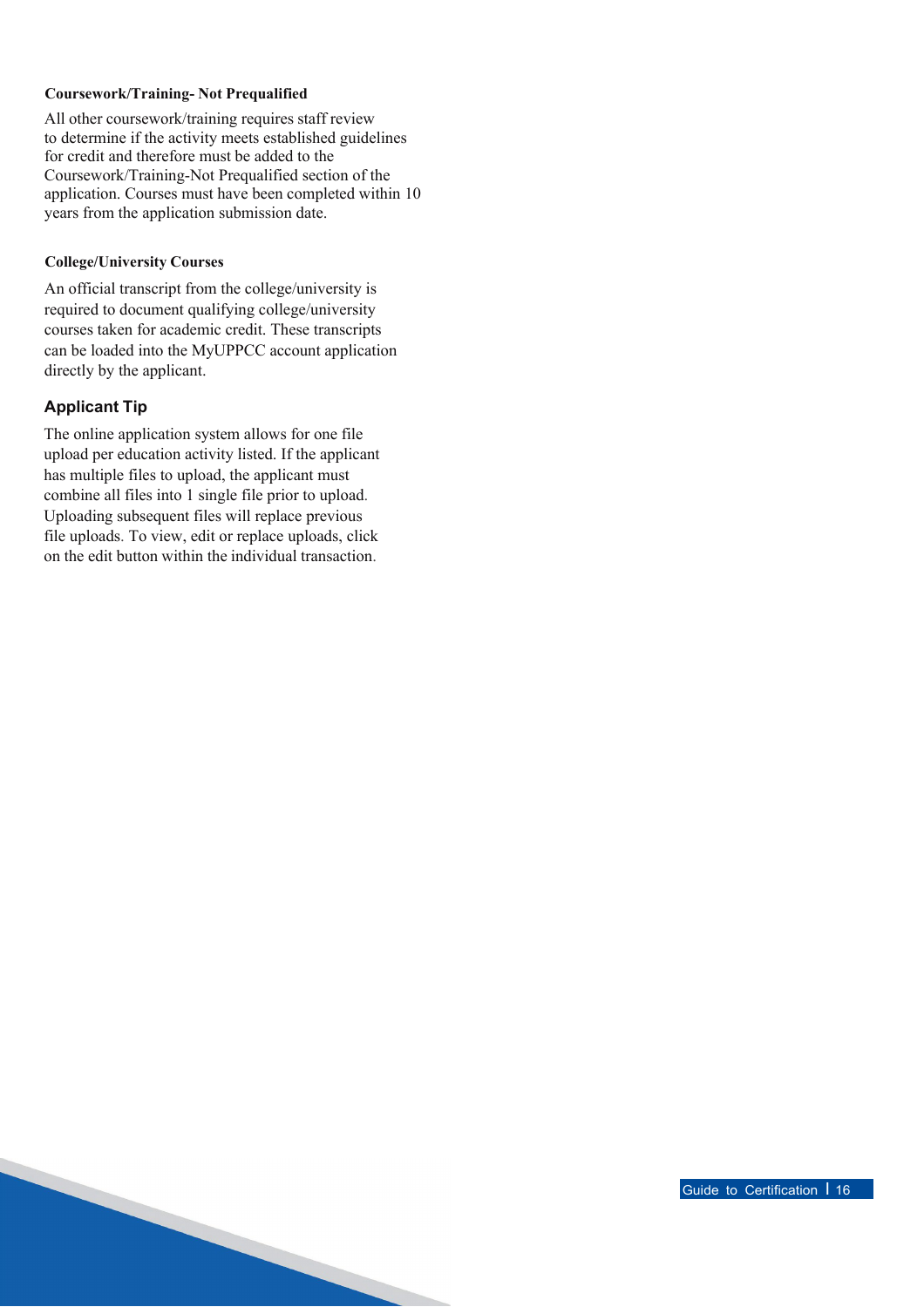### Coursework/Training- Not Prequalified

All other coursework/training requires staff review to determine if the activity meets established guidelines for credit and therefore must be added to the Coursework/Training-Not Prequalified section of the application. Courses must have been completed within 10 years from the application submission date.

### College/University Courses

An official transcript from the college/university is required to document qualifying college/university courses taken for academic credit. These transcripts can be loaded into the MyUPPCC account application directly by the applicant.

## Applicant Tip

The online application system allows for one file upload per education activity listed. If the applicant has multiple files to upload, the applicant must combine all files into 1 single file prior to upload. Uploading subsequent files will replace previous file uploads. To view, edit or replace uploads, click on the edit button within the individual transaction.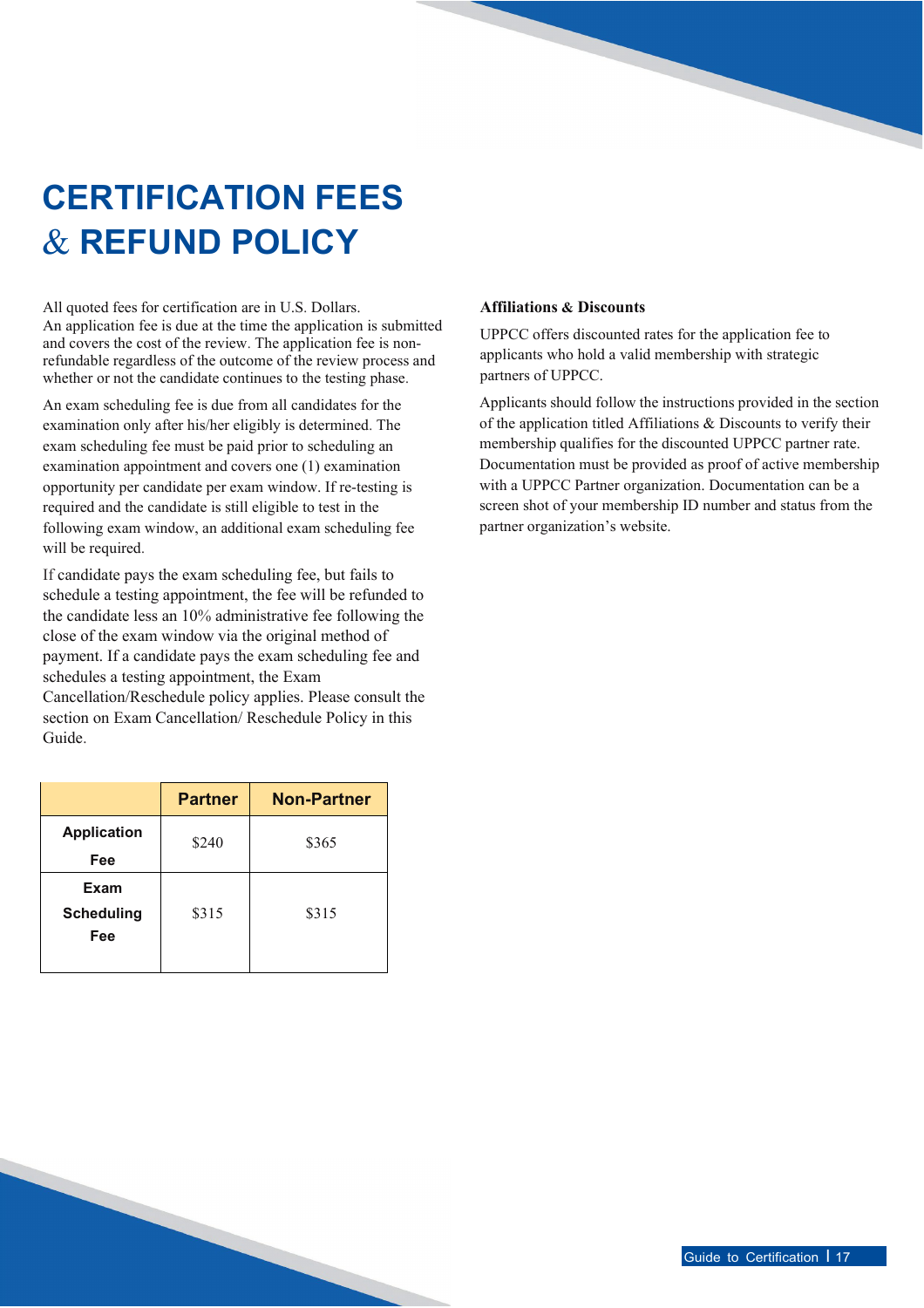# CERTIFICATION FEES & REFUND POLICY

All quoted fees for certification are in U.S. Dollars.
An application fee is due at the time the application is submitted and covers the cost of the review. The application fee is non-refundable regardless of the outcome of the review process and whether or not the candidate continues to the testing phase.

An exam scheduling fee is due from all candidates for the examination only after his/her eligibly is determined. The exam scheduling fee must be paid prior to scheduling an examination appointment and covers one (1) examination opportunity per candidate per exam window. If re-testing is required and the candidate is still eligible to test in the following exam window, an additional exam scheduling fee will be required.

If candidate pays the exam scheduling fee, but fails to schedule a testing appointment, the fee will be refunded to the candidate less an 10% administrative fee following the close of the exam window via the original method of payment. If a candidate pays the exam scheduling fee and schedules a testing appointment, the Exam Cancellation/Reschedule policy applies. Please consult the section on Exam Cancellation/ Reschedule Policy in this Guide.

| | Partner | Non-Partner |
|---|---|---|
| **Application Fee** | $240 | $365 |
| **Exam Scheduling Fee** | $315 | $315 |

**Affiliations & Discounts**

UPPCC offers discounted rates for the application fee to applicants who hold a valid membership with strategic partners of UPPCC.

Applicants should follow the instructions provided in the section of the application titled Affiliations & Discounts to verify their membership qualifies for the discounted UPPCC partner rate. Documentation must be provided as proof of active membership with a UPPCC Partner organization. Documentation can be a screen shot of your membership ID number and status from the partner organization's website.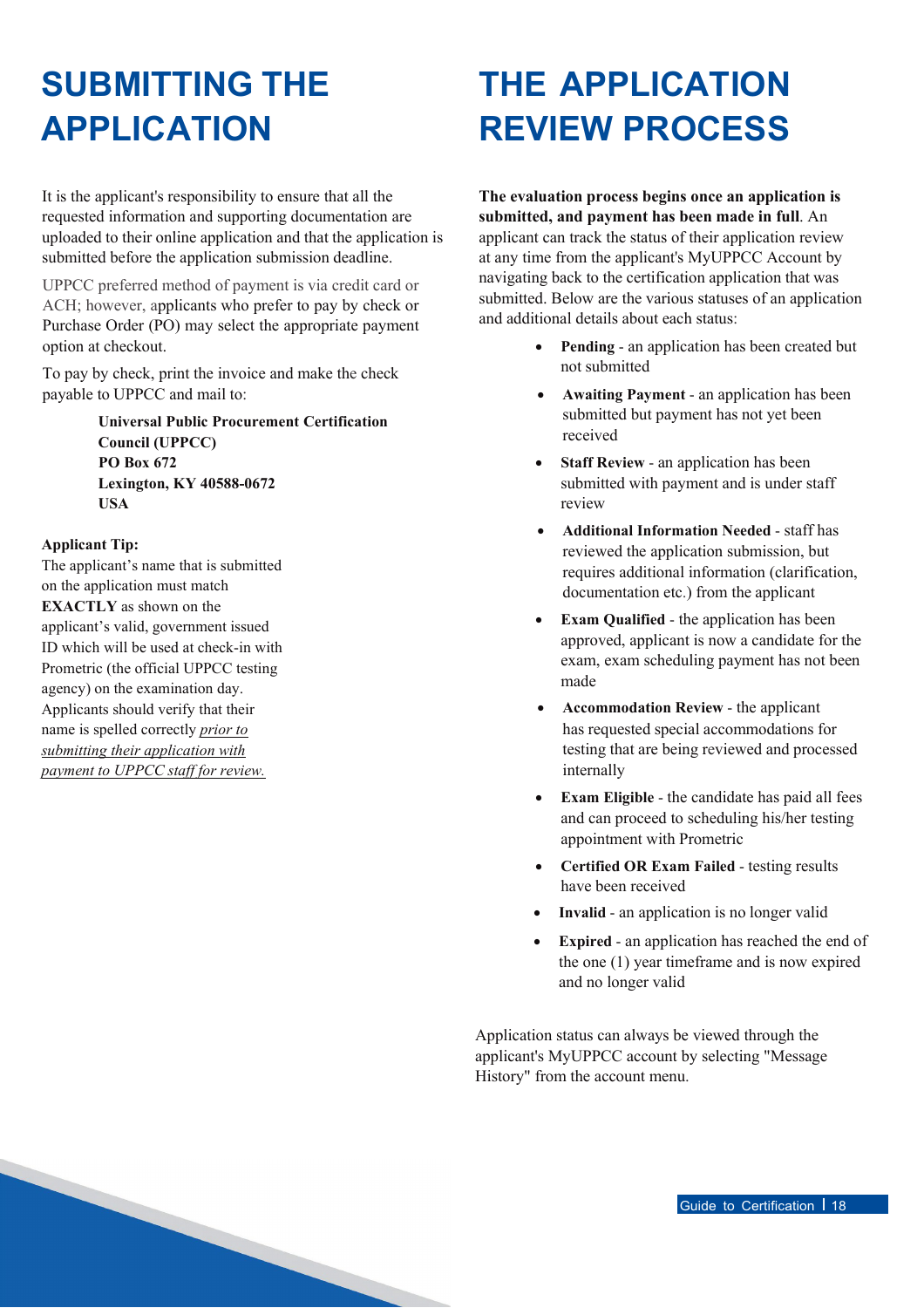# SUBMITTING THE APPLICATION

It is the applicant's responsibility to ensure that all the requested information and supporting documentation are uploaded to their online application and that the application is submitted before the application submission deadline.

UPPCC preferred method of payment is via credit card or ACH; however, applicants who prefer to pay by check or Purchase Order (PO) may select the appropriate payment option at checkout.

To pay by check, print the invoice and make the check payable to UPPCC and mail to:

> **Universal Public Procurement Certification Council (UPPCC)**
> **PO Box 672**
> **Lexington, KY 40588-0672**
> **USA**

**Applicant Tip:**
The applicant's name that is submitted on the application must match **EXACTLY** as shown on the applicant's valid, government issued ID which will be used at check-in with Prometric (the official UPPCC testing agency) on the examination day. Applicants should verify that their name is spelled correctly *prior to submitting their application with payment to UPPCC staff for review.*

# THE APPLICATION REVIEW PROCESS

**The evaluation process begins once an application is submitted, and payment has been made in full**. An applicant can track the status of their application review at any time from the applicant's MyUPPCC Account by navigating back to the certification application that was submitted. Below are the various statuses of an application and additional details about each status:

- **Pending** - an application has been created but not submitted
- **Awaiting Payment** - an application has been submitted but payment has not yet been received
- **Staff Review** - an application has been submitted with payment and is under staff review
- **Additional Information Needed** - staff has reviewed the application submission, but requires additional information (clarification, documentation etc.) from the applicant
- **Exam Qualified** - the application has been approved, applicant is now a candidate for the exam, exam scheduling payment has not been made
- **Accommodation Review** - the applicant has requested special accommodations for testing that are being reviewed and processed internally
- **Exam Eligible** - the candidate has paid all fees and can proceed to scheduling his/her testing appointment with Prometric
- **Certified OR Exam Failed** - testing results have been received
- **Invalid** - an application is no longer valid
- **Expired** - an application has reached the end of the one (1) year timeframe and is now expired and no longer valid

Application status can always be viewed through the applicant's MyUPPCC account by selecting "Message History" from the account menu.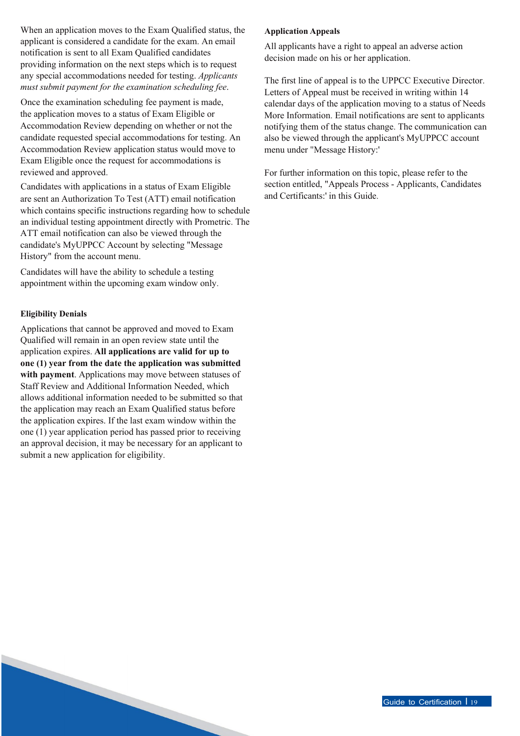When an application moves to the Exam Qualified status, the applicant is considered a candidate for the exam. An email notification is sent to all Exam Qualified candidates providing information on the next steps which is to request any special accommodations needed for testing. *Applicants must submit payment for the examination scheduling fee*.

Once the examination scheduling fee payment is made, the application moves to a status of Exam Eligible or Accommodation Review depending on whether or not the candidate requested special accommodations for testing. An Accommodation Review application status would move to Exam Eligible once the request for accommodations is reviewed and approved.

Candidates with applications in a status of Exam Eligible are sent an Authorization To Test (ATT) email notification which contains specific instructions regarding how to schedule an individual testing appointment directly with Prometric. The ATT email notification can also be viewed through the candidate's MyUPPCC Account by selecting "Message History" from the account menu.

Candidates will have the ability to schedule a testing appointment within the upcoming exam window only.

**Eligibility Denials**

Applications that cannot be approved and moved to Exam Qualified will remain in an open review state until the application expires. **All applications are valid for up to one (1) year from the date the application was submitted with payment**. Applications may move between statuses of Staff Review and Additional Information Needed, which allows additional information needed to be submitted so that the application may reach an Exam Qualified status before the application expires. If the last exam window within the one (1) year application period has passed prior to receiving an approval decision, it may be necessary for an applicant to submit a new application for eligibility.

**Application Appeals**

All applicants have a right to appeal an adverse action decision made on his or her application.

The first line of appeal is to the UPPCC Executive Director. Letters of Appeal must be received in writing within 14 calendar days of the application moving to a status of Needs More Information. Email notifications are sent to applicants notifying them of the status change. The communication can also be viewed through the applicant's MyUPPCC account menu under "Message History:'

For further information on this topic, please refer to the section entitled, "Appeals Process - Applicants, Candidates and Certificants:' in this Guide.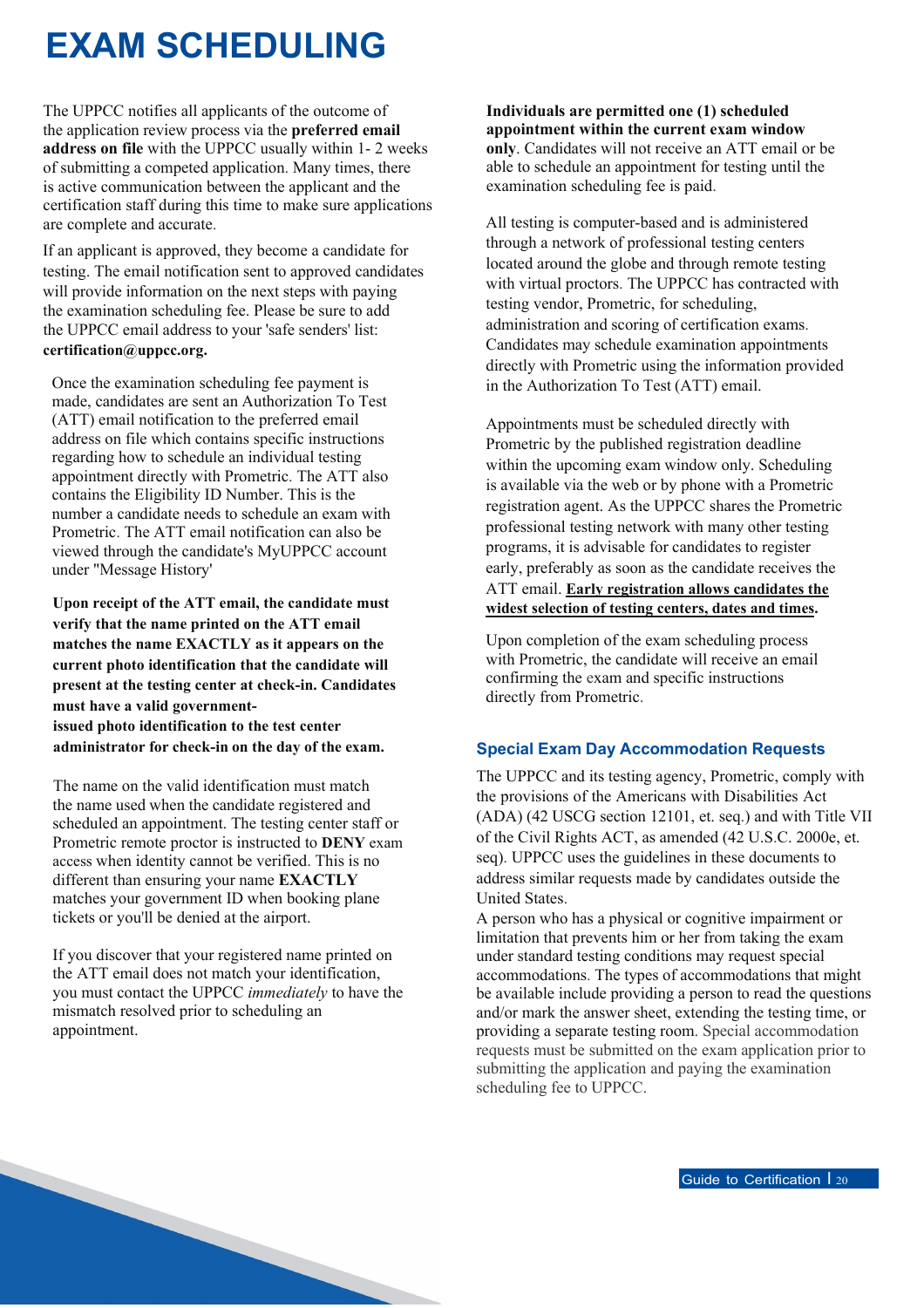# EXAM SCHEDULING

The UPPCC notifies all applicants of the outcome of the application review process via the **preferred email address on file** with the UPPCC usually within 1- 2 weeks of submitting a competed application. Many times, there is active communication between the applicant and the certification staff during this time to make sure applications are complete and accurate.

If an applicant is approved, they become a candidate for testing. The email notification sent to approved candidates will provide information on the next steps with paying the examination scheduling fee. Please be sure to add the UPPCC email address to your 'safe senders' list: **certification@uppcc.org.**

Once the examination scheduling fee payment is made, candidates are sent an Authorization To Test (ATT) email notification to the preferred email address on file which contains specific instructions regarding how to schedule an individual testing appointment directly with Prometric. The ATT also contains the Eligibility ID Number. This is the number a candidate needs to schedule an exam with Prometric. The ATT email notification can also be viewed through the candidate's MyUPPCC account under "Message History'

**Upon receipt of the ATT email, the candidate must verify that the name printed on the ATT email matches the name EXACTLY as it appears on the current photo identification that the candidate will present at the testing center at check-in. Candidates must have a valid government-issued photo identification to the test center administrator for check-in on the day of the exam.**

The name on the valid identification must match the name used when the candidate registered and scheduled an appointment. The testing center staff or Prometric remote proctor is instructed to **DENY** exam access when identity cannot be verified. This is no different than ensuring your name **EXACTLY** matches your government ID when booking plane tickets or you'll be denied at the airport.

If you discover that your registered name printed on the ATT email does not match your identification, you must contact the UPPCC *immediately* to have the mismatch resolved prior to scheduling an appointment.

**Individuals are permitted one (1) scheduled appointment within the current exam window only**. Candidates will not receive an ATT email or be able to schedule an appointment for testing until the examination scheduling fee is paid.

All testing is computer-based and is administered through a network of professional testing centers located around the globe and through remote testing with virtual proctors. The UPPCC has contracted with testing vendor, Prometric, for scheduling, administration and scoring of certification exams. Candidates may schedule examination appointments directly with Prometric using the information provided in the Authorization To Test (ATT) email.

Appointments must be scheduled directly with Prometric by the published registration deadline within the upcoming exam window only. Scheduling is available via the web or by phone with a Prometric registration agent. As the UPPCC shares the Prometric professional testing network with many other testing programs, it is advisable for candidates to register early, preferably as soon as the candidate receives the ATT email. **Early registration allows candidates the widest selection of testing centers, dates and times.**

Upon completion of the exam scheduling process with Prometric, the candidate will receive an email confirming the exam and specific instructions directly from Prometric.

### Special Exam Day Accommodation Requests

The UPPCC and its testing agency, Prometric, comply with the provisions of the Americans with Disabilities Act (ADA) (42 USCG section 12101, et. seq.) and with Title VII of the Civil Rights ACT, as amended (42 U.S.C. 2000e, et. seq). UPPCC uses the guidelines in these documents to address similar requests made by candidates outside the United States.

A person who has a physical or cognitive impairment or limitation that prevents him or her from taking the exam under standard testing conditions may request special accommodations. The types of accommodations that might be available include providing a person to read the questions and/or mark the answer sheet, extending the testing time, or providing a separate testing room. Special accommodation requests must be submitted on the exam application prior to submitting the application and paying the examination scheduling fee to UPPCC.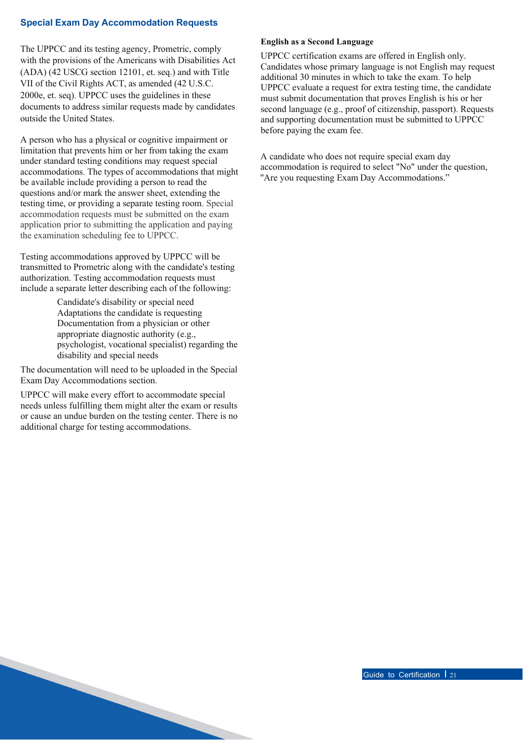## Special Exam Day Accommodation Requests

The UPPCC and its testing agency, Prometric, comply with the provisions of the Americans with Disabilities Act (ADA) (42 USCG section 12101, et. seq.) and with Title VII of the Civil Rights ACT, as amended (42 U.S.C. 2000e, et. seq). UPPCC uses the guidelines in these documents to address similar requests made by candidates outside the United States.

A person who has a physical or cognitive impairment or limitation that prevents him or her from taking the exam under standard testing conditions may request special accommodations. The types of accommodations that might be available include providing a person to read the questions and/or mark the answer sheet, extending the testing time, or providing a separate testing room. Special accommodation requests must be submitted on the exam application prior to submitting the application and paying the examination scheduling fee to UPPCC.

Testing accommodations approved by UPPCC will be transmitted to Prometric along with the candidate's testing authorization. Testing accommodation requests must include a separate letter describing each of the following:

- Candidate's disability or special need
- Adaptations the candidate is requesting
- Documentation from a physician or other appropriate diagnostic authority (e.g., psychologist, vocational specialist) regarding the disability and special needs

The documentation will need to be uploaded in the Special Exam Day Accommodations section.

UPPCC will make every effort to accommodate special needs unless fulfilling them might alter the exam or results or cause an undue burden on the testing center. There is no additional charge for testing accommodations.

**English as a Second Language**

UPPCC certification exams are offered in English only. Candidates whose primary language is not English may request additional 30 minutes in which to take the exam. To help UPPCC evaluate a request for extra testing time, the candidate must submit documentation that proves English is his or her second language (e.g., proof of citizenship, passport). Requests and supporting documentation must be submitted to UPPCC before paying the exam fee.

A candidate who does not require special exam day accommodation is required to select "No" under the question, "Are you requesting Exam Day Accommodations."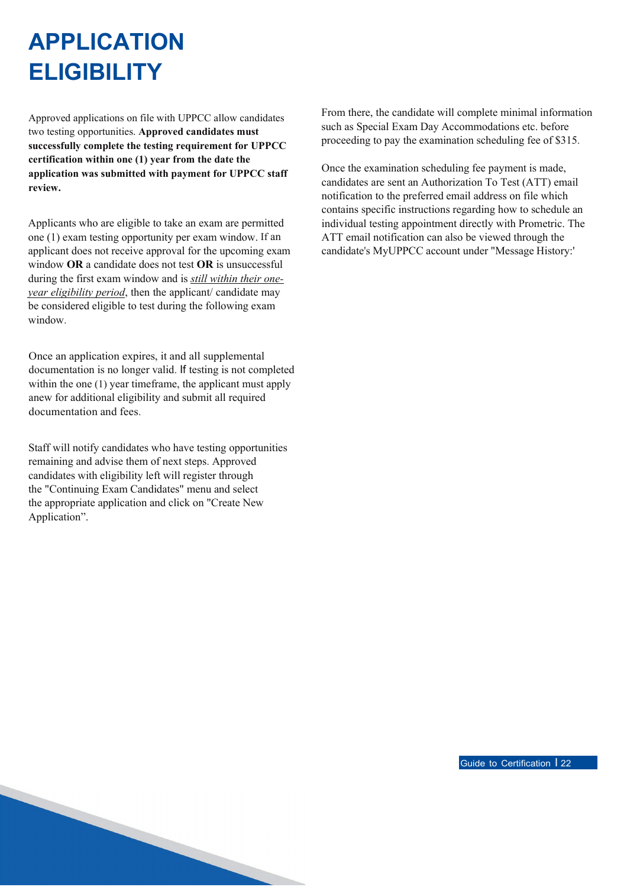# APPLICATION ELIGIBILITY

Approved applications on file with UPPCC allow candidates two testing opportunities. **Approved candidates must successfully complete the testing requirement for UPPCC certification within one (1) year from the date the application was submitted with payment for UPPCC staff review.**

Applicants who are eligible to take an exam are permitted one (1) exam testing opportunity per exam window. If an applicant does not receive approval for the upcoming exam window **OR** a candidate does not test **OR** is unsuccessful during the first exam window and is ***still within their one-year eligibility period***, then the applicant/ candidate may be considered eligible to test during the following exam window.

Once an application expires, it and all supplemental documentation is no longer valid. If testing is not completed within the one (1) year timeframe, the applicant must apply anew for additional eligibility and submit all required documentation and fees.

Staff will notify candidates who have testing opportunities remaining and advise them of next steps. Approved candidates with eligibility left will register through the "Continuing Exam Candidates" menu and select the appropriate application and click on "Create New Application".

From there, the candidate will complete minimal information such as Special Exam Day Accommodations etc. before proceeding to pay the examination scheduling fee of $315.

Once the examination scheduling fee payment is made, candidates are sent an Authorization To Test (ATT) email notification to the preferred email address on file which contains specific instructions regarding how to schedule an individual testing appointment directly with Prometric. The ATT email notification can also be viewed through the candidate's MyUPPCC account under "Message History:'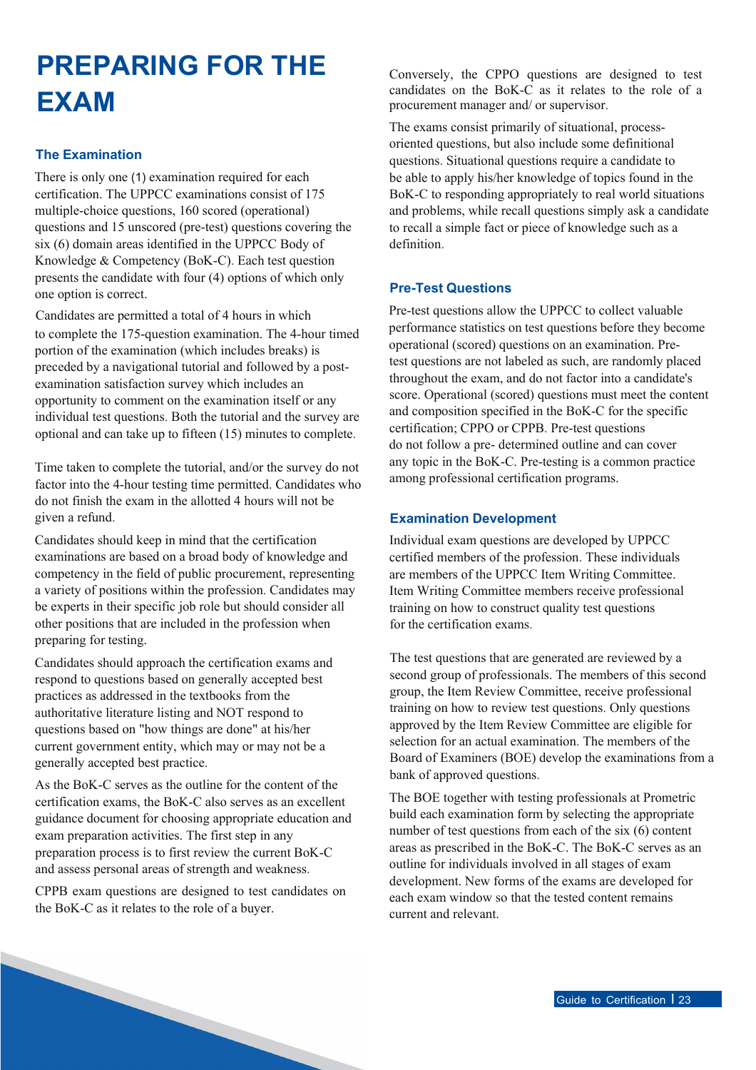# PREPARING FOR THE EXAM

## The Examination

There is only one (1) examination required for each certification. The UPPCC examinations consist of 175 multiple-choice questions, 160 scored (operational) questions and 15 unscored (pre-test) questions covering the six (6) domain areas identified in the UPPCC Body of Knowledge & Competency (BoK-C). Each test question presents the candidate with four (4) options of which only one option is correct.

Candidates are permitted a total of 4 hours in which to complete the 175-question examination. The 4-hour timed portion of the examination (which includes breaks) is preceded by a navigational tutorial and followed by a post-examination satisfaction survey which includes an opportunity to comment on the examination itself or any individual test questions. Both the tutorial and the survey are optional and can take up to fifteen (15) minutes to complete.

Time taken to complete the tutorial, and/or the survey do not factor into the 4-hour testing time permitted. Candidates who do not finish the exam in the allotted 4 hours will not be given a refund.

Candidates should keep in mind that the certification examinations are based on a broad body of knowledge and competency in the field of public procurement, representing a variety of positions within the profession. Candidates may be experts in their specific job role but should consider all other positions that are included in the profession when preparing for testing.

Candidates should approach the certification exams and respond to questions based on generally accepted best practices as addressed in the textbooks from the authoritative literature listing and NOT respond to questions based on "how things are done" at his/her current government entity, which may or may not be a generally accepted best practice.

As the BoK-C serves as the outline for the content of the certification exams, the BoK-C also serves as an excellent guidance document for choosing appropriate education and exam preparation activities. The first step in any preparation process is to first review the current BoK-C and assess personal areas of strength and weakness.

CPPB exam questions are designed to test candidates on the BoK-C as it relates to the role of a buyer.

Conversely, the CPPO questions are designed to test candidates on the BoK-C as it relates to the role of a procurement manager and/ or supervisor.

The exams consist primarily of situational, process-oriented questions, but also include some definitional questions. Situational questions require a candidate to be able to apply his/her knowledge of topics found in the BoK-C to responding appropriately to real world situations and problems, while recall questions simply ask a candidate to recall a simple fact or piece of knowledge such as a definition.

## Pre-Test Questions

Pre-test questions allow the UPPCC to collect valuable performance statistics on test questions before they become operational (scored) questions on an examination. Pre-test questions are not labeled as such, are randomly placed throughout the exam, and do not factor into a candidate's score. Operational (scored) questions must meet the content and composition specified in the BoK-C for the specific certification; CPPO or CPPB. Pre-test questions do not follow a pre- determined outline and can cover any topic in the BoK-C. Pre-testing is a common practice among professional certification programs.

## Examination Development

Individual exam questions are developed by UPPCC certified members of the profession. These individuals are members of the UPPCC Item Writing Committee. Item Writing Committee members receive professional training on how to construct quality test questions for the certification exams.

The test questions that are generated are reviewed by a second group of professionals. The members of this second group, the Item Review Committee, receive professional training on how to review test questions. Only questions approved by the Item Review Committee are eligible for selection for an actual examination. The members of the Board of Examiners (BOE) develop the examinations from a bank of approved questions.

The BOE together with testing professionals at Prometric build each examination form by selecting the appropriate number of test questions from each of the six (6) content areas as prescribed in the BoK-C. The BoK-C serves as an outline for individuals involved in all stages of exam development. New forms of the exams are developed for each exam window so that the tested content remains current and relevant.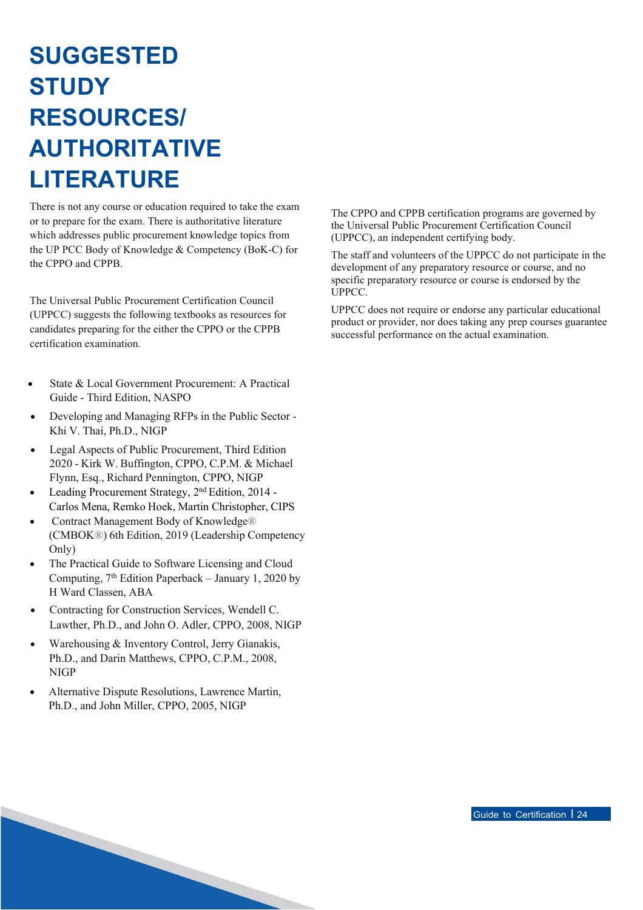# SUGGESTED STUDY RESOURCES/ AUTHORITATIVE LITERATURE

There is not any course or education required to take the exam or to prepare for the exam. There is authoritative literature which addresses public procurement knowledge topics from the UP PCC Body of Knowledge & Competency (BoK-C) for the CPPO and CPPB.

The Universal Public Procurement Certification Council (UPPCC) suggests the following textbooks as resources for candidates preparing for the either the CPPO or the CPPB certification examination.

- State & Local Government Procurement: A Practical Guide - Third Edition, NASPO
- Developing and Managing RFPs in the Public Sector - Khi V. Thai, Ph.D., NIGP
- Legal Aspects of Public Procurement, Third Edition 2020 - Kirk W. Buffington, CPPO, C.P.M. & Michael Flynn, Esq., Richard Pennington, CPPO, NIGP
- Leading Procurement Strategy, 2nd Edition, 2014 - Carlos Mena, Remko Hoek, Martin Christopher, CIPS
- Contract Management Body of Knowledge® (CMBOK®) 6th Edition, 2019 (Leadership Competency Only)
- The Practical Guide to Software Licensing and Cloud Computing, 7th Edition Paperback – January 1, 2020 by H Ward Classen, ABA
- Contracting for Construction Services, Wendell C. Lawther, Ph.D., and John O. Adler, CPPO, 2008, NIGP
- Warehousing & Inventory Control, Jerry Gianakis, Ph.D., and Darin Matthews, CPPO, C.P.M., 2008, NIGP
- Alternative Dispute Resolutions, Lawrence Martin, Ph.D., and John Miller, CPPO, 2005, NIGP

The CPPO and CPPB certification programs are governed by the Universal Public Procurement Certification Council (UPPCC), an independent certifying body.

The staff and volunteers of the UPPCC do not participate in the development of any preparatory resource or course, and no specific preparatory resource or course is endorsed by the UPPCC.

UPPCC does not require or endorse any particular educational product or provider, nor does taking any prep courses guarantee successful performance on the actual examination.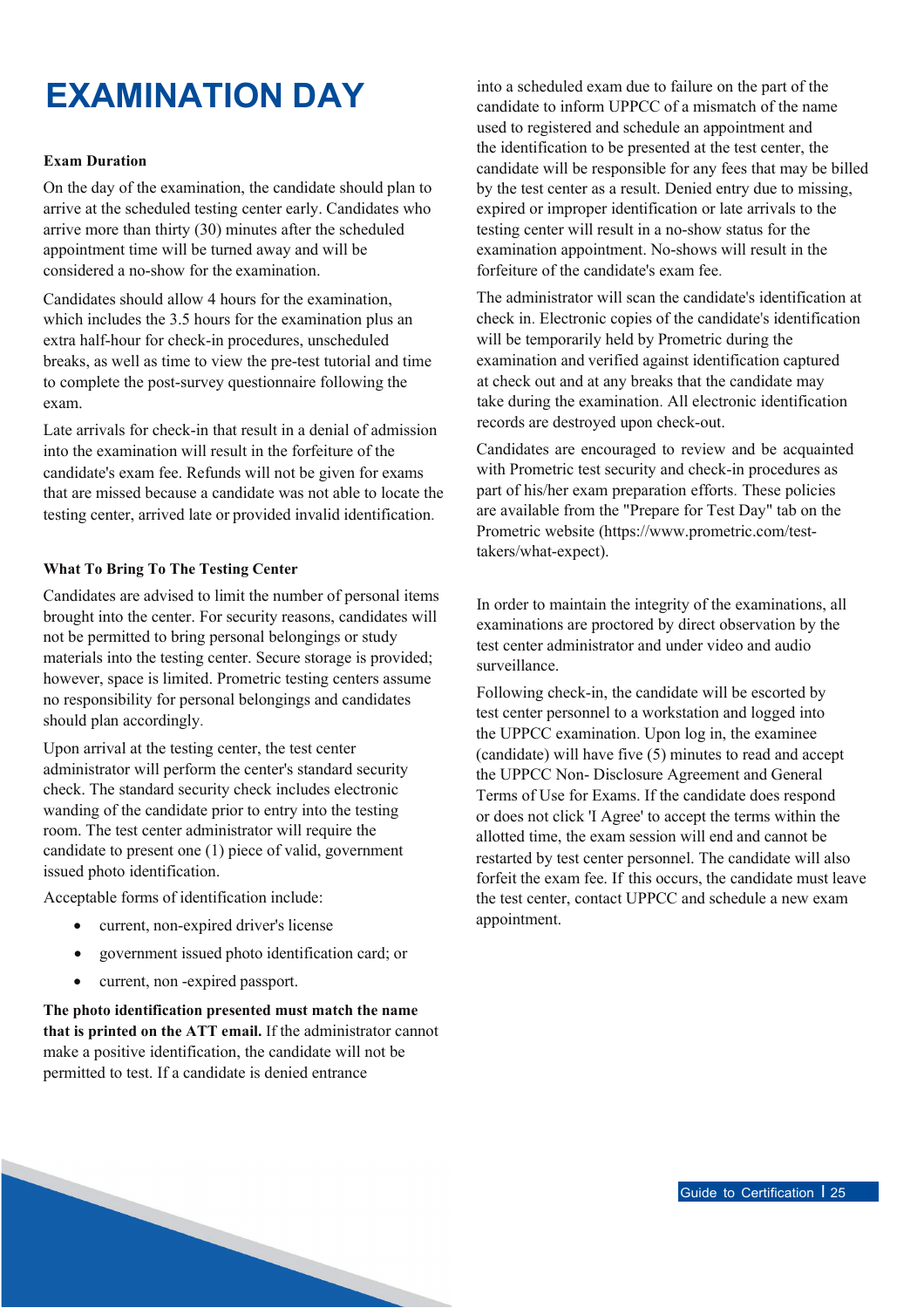# EXAMINATION DAY

**Exam Duration**

On the day of the examination, the candidate should plan to arrive at the scheduled testing center early. Candidates who arrive more than thirty (30) minutes after the scheduled appointment time will be turned away and will be considered a no-show for the examination.

Candidates should allow 4 hours for the examination, which includes the 3.5 hours for the examination plus an extra half-hour for check-in procedures, unscheduled breaks, as well as time to view the pre-test tutorial and time to complete the post-survey questionnaire following the exam.

Late arrivals for check-in that result in a denial of admission into the examination will result in the forfeiture of the candidate's exam fee. Refunds will not be given for exams that are missed because a candidate was not able to locate the testing center, arrived late or provided invalid identification.

**What To Bring To The Testing Center**

Candidates are advised to limit the number of personal items brought into the center. For security reasons, candidates will not be permitted to bring personal belongings or study materials into the testing center. Secure storage is provided; however, space is limited. Prometric testing centers assume no responsibility for personal belongings and candidates should plan accordingly.

Upon arrival at the testing center, the test center administrator will perform the center's standard security check. The standard security check includes electronic wanding of the candidate prior to entry into the testing room. The test center administrator will require the candidate to present one (1) piece of valid, government issued photo identification.

Acceptable forms of identification include:

- current, non-expired driver's license
- government issued photo identification card; or
- current, non -expired passport.

**The photo identification presented must match the name that is printed on the ATT email.** If the administrator cannot make a positive identification, the candidate will not be permitted to test. If a candidate is denied entrance into a scheduled exam due to failure on the part of the candidate to inform UPPCC of a mismatch of the name used to registered and schedule an appointment and the identification to be presented at the test center, the candidate will be responsible for any fees that may be billed by the test center as a result. Denied entry due to missing, expired or improper identification or late arrivals to the testing center will result in a no-show status for the examination appointment. No-shows will result in the forfeiture of the candidate's exam fee.

The administrator will scan the candidate's identification at check in. Electronic copies of the candidate's identification will be temporarily held by Prometric during the examination and verified against identification captured at check out and at any breaks that the candidate may take during the examination. All electronic identification records are destroyed upon check-out.

Candidates are encouraged to review and be acquainted with Prometric test security and check-in procedures as part of his/her exam preparation efforts. These policies are available from the "Prepare for Test Day" tab on the Prometric website (https://www.prometric.com/test-takers/what-expect).

In order to maintain the integrity of the examinations, all examinations are proctored by direct observation by the test center administrator and under video and audio surveillance.

Following check-in, the candidate will be escorted by test center personnel to a workstation and logged into the UPPCC examination. Upon log in, the examinee (candidate) will have five (5) minutes to read and accept the UPPCC Non- Disclosure Agreement and General Terms of Use for Exams. If the candidate does respond or does not click 'I Agree' to accept the terms within the allotted time, the exam session will end and cannot be restarted by test center personnel. The candidate will also forfeit the exam fee. If this occurs, the candidate must leave the test center, contact UPPCC and schedule a new exam appointment.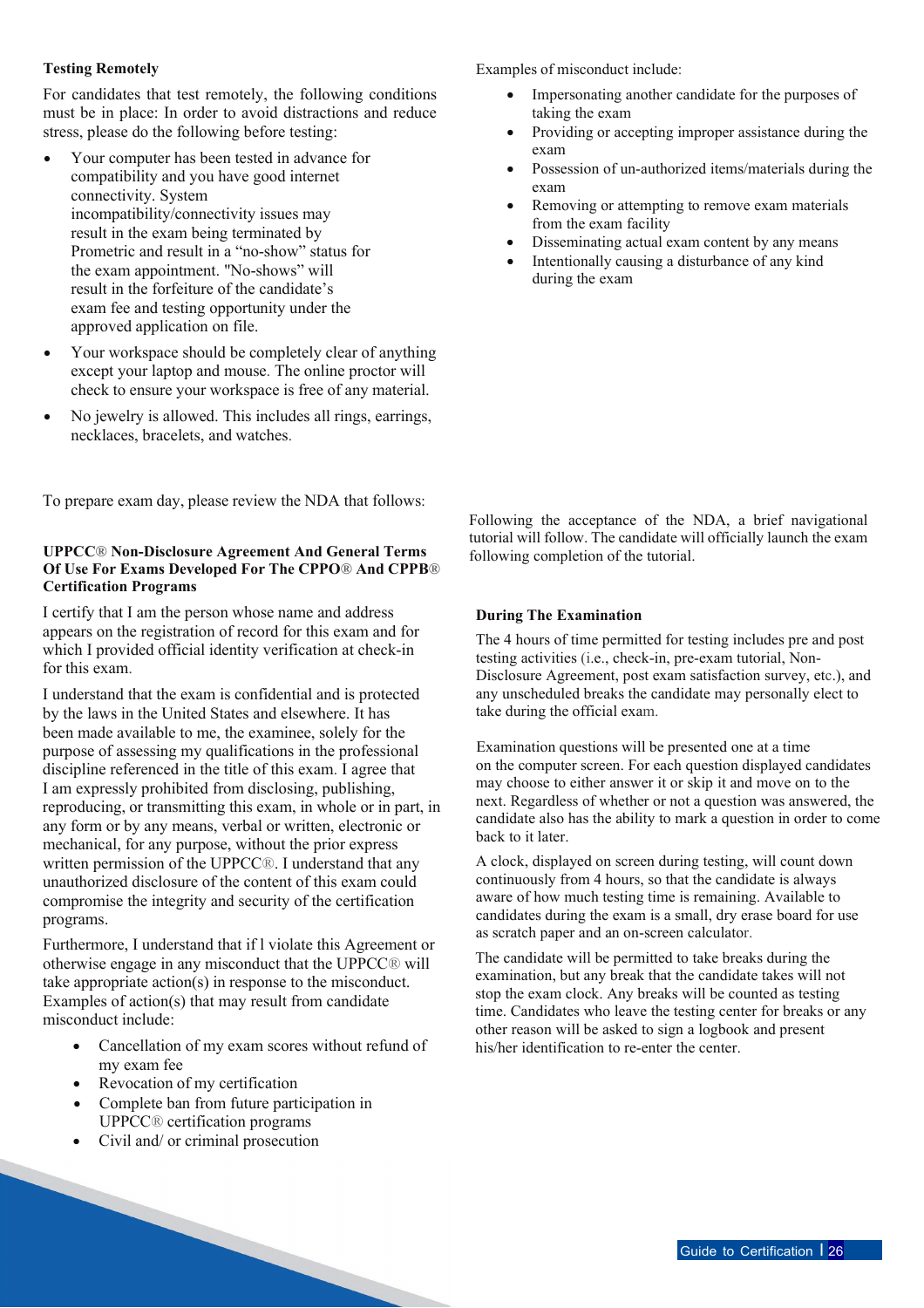**Testing Remotely**

For candidates that test remotely, the following conditions must be in place: In order to avoid distractions and reduce stress, please do the following before testing:

- Your computer has been tested in advance for compatibility and you have good internet connectivity. System incompatibility/connectivity issues may result in the exam being terminated by Prometric and result in a "no-show" status for the exam appointment. "No-shows" will result in the forfeiture of the candidate's exam fee and testing opportunity under the approved application on file.
- Your workspace should be completely clear of anything except your laptop and mouse. The online proctor will check to ensure your workspace is free of any material.
- No jewelry is allowed. This includes all rings, earrings, necklaces, bracelets, and watches.

To prepare exam day, please review the NDA that follows:

**UPPCC® Non-Disclosure Agreement And General Terms Of Use For Exams Developed For The CPPO® And CPPB® Certification Programs**

I certify that I am the person whose name and address appears on the registration of record for this exam and for which I provided official identity verification at check-in for this exam.

I understand that the exam is confidential and is protected by the laws in the United States and elsewhere. It has been made available to me, the examinee, solely for the purpose of assessing my qualifications in the professional discipline referenced in the title of this exam. I agree that I am expressly prohibited from disclosing, publishing, reproducing, or transmitting this exam, in whole or in part, in any form or by any means, verbal or written, electronic or mechanical, for any purpose, without the prior express written permission of the UPPCC®. I understand that any unauthorized disclosure of the content of this exam could compromise the integrity and security of the certification programs.

Furthermore, I understand that if I violate this Agreement or otherwise engage in any misconduct that the UPPCC® will take appropriate action(s) in response to the misconduct. Examples of action(s) that may result from candidate misconduct include:

- Cancellation of my exam scores without refund of my exam fee
- Revocation of my certification
- Complete ban from future participation in UPPCC® certification programs
- Civil and/ or criminal prosecution

Examples of misconduct include:

- Impersonating another candidate for the purposes of taking the exam
- Providing or accepting improper assistance during the exam
- Possession of un-authorized items/materials during the exam
- Removing or attempting to remove exam materials from the exam facility
- Disseminating actual exam content by any means
- Intentionally causing a disturbance of any kind during the exam

Following the acceptance of the NDA, a brief navigational tutorial will follow. The candidate will officially launch the exam following completion of the tutorial.

**During The Examination**

The 4 hours of time permitted for testing includes pre and post testing activities (i.e., check-in, pre-exam tutorial, Non-Disclosure Agreement, post exam satisfaction survey, etc.), and any unscheduled breaks the candidate may personally elect to take during the official exam.

Examination questions will be presented one at a time on the computer screen. For each question displayed candidates may choose to either answer it or skip it and move on to the next. Regardless of whether or not a question was answered, the candidate also has the ability to mark a question in order to come back to it later.

A clock, displayed on screen during testing, will count down continuously from 4 hours, so that the candidate is always aware of how much testing time is remaining. Available to candidates during the exam is a small, dry erase board for use as scratch paper and an on-screen calculator.

The candidate will be permitted to take breaks during the examination, but any break that the candidate takes will not stop the exam clock. Any breaks will be counted as testing time. Candidates who leave the testing center for breaks or any other reason will be asked to sign a logbook and present his/her identification to re-enter the center.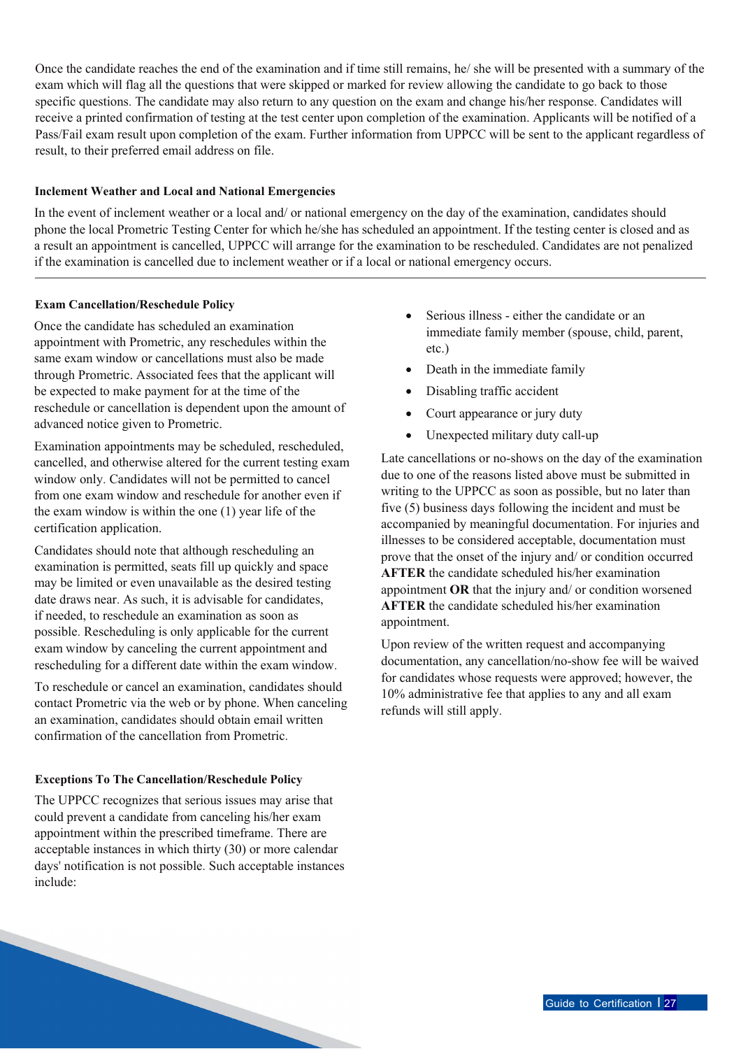Once the candidate reaches the end of the examination and if time still remains, he/ she will be presented with a summary of the exam which will flag all the questions that were skipped or marked for review allowing the candidate to go back to those specific questions. The candidate may also return to any question on the exam and change his/her response. Candidates will receive a printed confirmation of testing at the test center upon completion of the examination. Applicants will be notified of a Pass/Fail exam result upon completion of the exam. Further information from UPPCC will be sent to the applicant regardless of result, to their preferred email address on file.

#### Inclement Weather and Local and National Emergencies

In the event of inclement weather or a local and/ or national emergency on the day of the examination, candidates should phone the local Prometric Testing Center for which he/she has scheduled an appointment. If the testing center is closed and as a result an appointment is cancelled, UPPCC will arrange for the examination to be rescheduled. Candidates are not penalized if the examination is cancelled due to inclement weather or if a local or national emergency occurs.

---

#### Exam Cancellation/Reschedule Policy

Once the candidate has scheduled an examination appointment with Prometric, any reschedules within the same exam window or cancellations must also be made through Prometric. Associated fees that the applicant will be expected to make payment for at the time of the reschedule or cancellation is dependent upon the amount of advanced notice given to Prometric.

Examination appointments may be scheduled, rescheduled, cancelled, and otherwise altered for the current testing exam window only. Candidates will not be permitted to cancel from one exam window and reschedule for another even if the exam window is within the one (1) year life of the certification application.

Candidates should note that although rescheduling an examination is permitted, seats fill up quickly and space may be limited or even unavailable as the desired testing date draws near. As such, it is advisable for candidates, if needed, to reschedule an examination as soon as possible. Rescheduling is only applicable for the current exam window by canceling the current appointment and rescheduling for a different date within the exam window.

To reschedule or cancel an examination, candidates should contact Prometric via the web or by phone. When canceling an examination, candidates should obtain email written confirmation of the cancellation from Prometric.

#### Exceptions To The Cancellation/Reschedule Policy

The UPPCC recognizes that serious issues may arise that could prevent a candidate from canceling his/her exam appointment within the prescribed timeframe. There are acceptable instances in which thirty (30) or more calendar days' notification is not possible. Such acceptable instances include:

- Serious illness - either the candidate or an immediate family member (spouse, child, parent, etc.)
- Death in the immediate family
- Disabling traffic accident
- Court appearance or jury duty
- Unexpected military duty call-up

Late cancellations or no-shows on the day of the examination due to one of the reasons listed above must be submitted in writing to the UPPCC as soon as possible, but no later than five (5) business days following the incident and must be accompanied by meaningful documentation. For injuries and illnesses to be considered acceptable, documentation must prove that the onset of the injury and/ or condition occurred **AFTER** the candidate scheduled his/her examination appointment **OR** that the injury and/ or condition worsened **AFTER** the candidate scheduled his/her examination appointment.

Upon review of the written request and accompanying documentation, any cancellation/no-show fee will be waived for candidates whose requests were approved; however, the 10% administrative fee that applies to any and all exam refunds will still apply.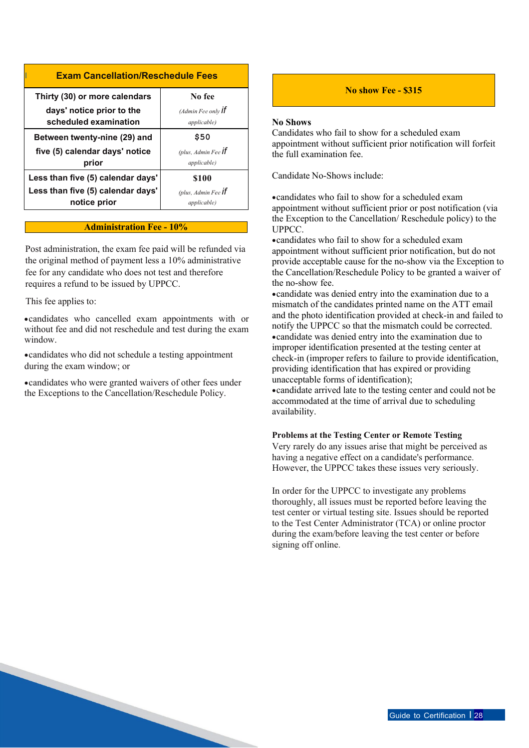| Exam Cancellation/Reschedule Fees | |
|---|---|
| Thirty (30) or more calendars days' notice prior to the scheduled examination | No fee *(Admin Fee only if applicable)* |
| Between twenty-nine (29) and five (5) calendar days' notice prior | $50 *(plus, Admin Fee if applicable)* |
| Less than five (5) calendar days' Less than five (5) calendar days' notice prior | $100 *(plus, Admin Fee if applicable)* |

**Administration Fee - 10%**

Post administration, the exam fee paid will be refunded via the original method of payment less a 10% administrative fee for any candidate who does not test and therefore requires a refund to be issued by UPPCC.

This fee applies to:

- candidates who cancelled exam appointments with or without fee and did not reschedule and test during the exam window.
- candidates who did not schedule a testing appointment during the exam window; or
- candidates who were granted waivers of other fees under the Exceptions to the Cancellation/Reschedule Policy.

**No show Fee - $315**

**No Shows**

Candidates who fail to show for a scheduled exam appointment without sufficient prior notification will forfeit the full examination fee.

Candidate No-Shows include:

- candidates who fail to show for a scheduled exam appointment without sufficient prior or post notification (via the Exception to the Cancellation/ Reschedule policy) to the UPPCC.
- candidates who fail to show for a scheduled exam appointment without sufficient prior notification, but do not provide acceptable cause for the no-show via the Exception to the Cancellation/Reschedule Policy to be granted a waiver of the no-show fee.
- candidate was denied entry into the examination due to a mismatch of the candidates printed name on the ATT email and the photo identification provided at check-in and failed to notify the UPPCC so that the mismatch could be corrected.
- candidate was denied entry into the examination due to improper identification presented at the testing center at check-in (improper refers to failure to provide identification, providing identification that has expired or providing unacceptable forms of identification);
- candidate arrived late to the testing center and could not be accommodated at the time of arrival due to scheduling availability.

**Problems at the Testing Center or Remote Testing**

Very rarely do any issues arise that might be perceived as having a negative effect on a candidate's performance. However, the UPPCC takes these issues very seriously.

In order for the UPPCC to investigate any problems thoroughly, all issues must be reported before leaving the test center or virtual testing site. Issues should be reported to the Test Center Administrator (TCA) or online proctor during the exam/before leaving the test center or before signing off online.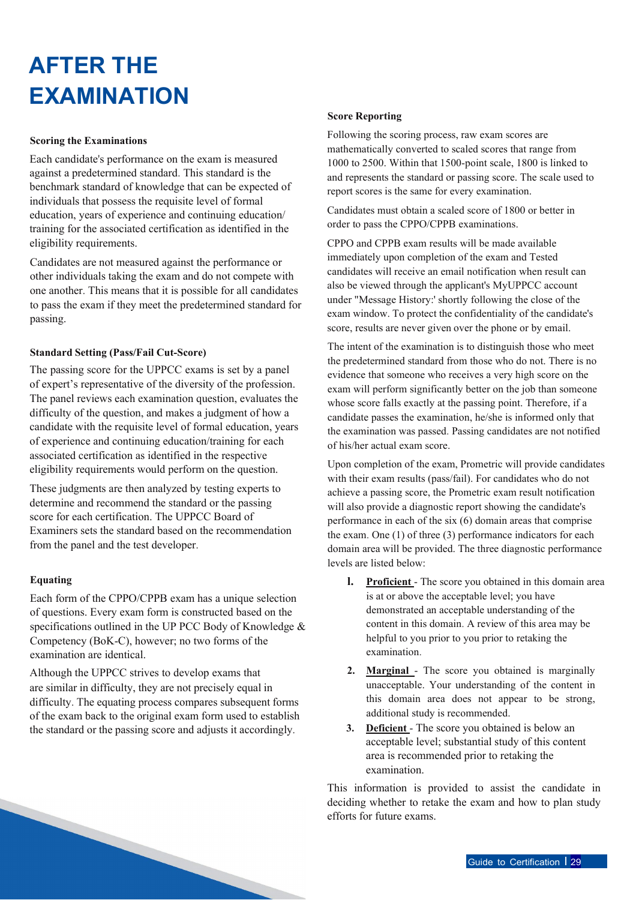# AFTER THE EXAMINATION

### Scoring the Examinations

Each candidate's performance on the exam is measured against a predetermined standard. This standard is the benchmark standard of knowledge that can be expected of individuals that possess the requisite level of formal education, years of experience and continuing education/ training for the associated certification as identified in the eligibility requirements.

Candidates are not measured against the performance or other individuals taking the exam and do not compete with one another. This means that it is possible for all candidates to pass the exam if they meet the predetermined standard for passing.

### Standard Setting (Pass/Fail Cut-Score)

The passing score for the UPPCC exams is set by a panel of expert's representative of the diversity of the profession. The panel reviews each examination question, evaluates the difficulty of the question, and makes a judgment of how a candidate with the requisite level of formal education, years of experience and continuing education/training for each associated certification as identified in the respective eligibility requirements would perform on the question.

These judgments are then analyzed by testing experts to determine and recommend the standard or the passing score for each certification. The UPPCC Board of Examiners sets the standard based on the recommendation from the panel and the test developer.

### Equating

Each form of the CPPO/CPPB exam has a unique selection of questions. Every exam form is constructed based on the specifications outlined in the UP PCC Body of Knowledge & Competency (BoK-C), however; no two forms of the examination are identical.

Although the UPPCC strives to develop exams that are similar in difficulty, they are not precisely equal in difficulty. The equating process compares subsequent forms of the exam back to the original exam form used to establish the standard or the passing score and adjusts it accordingly.

### Score Reporting

Following the scoring process, raw exam scores are mathematically converted to scaled scores that range from 1000 to 2500. Within that 1500-point scale, 1800 is linked to and represents the standard or passing score. The scale used to report scores is the same for every examination.

Candidates must obtain a scaled score of 1800 or better in order to pass the CPPO/CPPB examinations.

CPPO and CPPB exam results will be made available immediately upon completion of the exam and Tested candidates will receive an email notification when result can also be viewed through the applicant's MyUPPCC account under "Message History:' shortly following the close of the exam window. To protect the confidentiality of the candidate's score, results are never given over the phone or by email.

The intent of the examination is to distinguish those who meet the predetermined standard from those who do not. There is no evidence that someone who receives a very high score on the exam will perform significantly better on the job than someone whose score falls exactly at the passing point. Therefore, if a candidate passes the examination, he/she is informed only that the examination was passed. Passing candidates are not notified of his/her actual exam score.

Upon completion of the exam, Prometric will provide candidates with their exam results (pass/fail). For candidates who do not achieve a passing score, the Prometric exam result notification will also provide a diagnostic report showing the candidate's performance in each of the six (6) domain areas that comprise the exam. One (1) of three (3) performance indicators for each domain area will be provided. The three diagnostic performance levels are listed below:

1. Proficient - The score you obtained in this domain area is at or above the acceptable level; you have demonstrated an acceptable understanding of the content in this domain. A review of this area may be helpful to you prior to you prior to retaking the examination.
2. Marginal - The score you obtained is marginally unacceptable. Your understanding of the content in this domain area does not appear to be strong, additional study is recommended.
3. Deficient - The score you obtained is below an acceptable level; substantial study of this content area is recommended prior to retaking the examination.

This information is provided to assist the candidate in deciding whether to retake the exam and how to plan study efforts for future exams.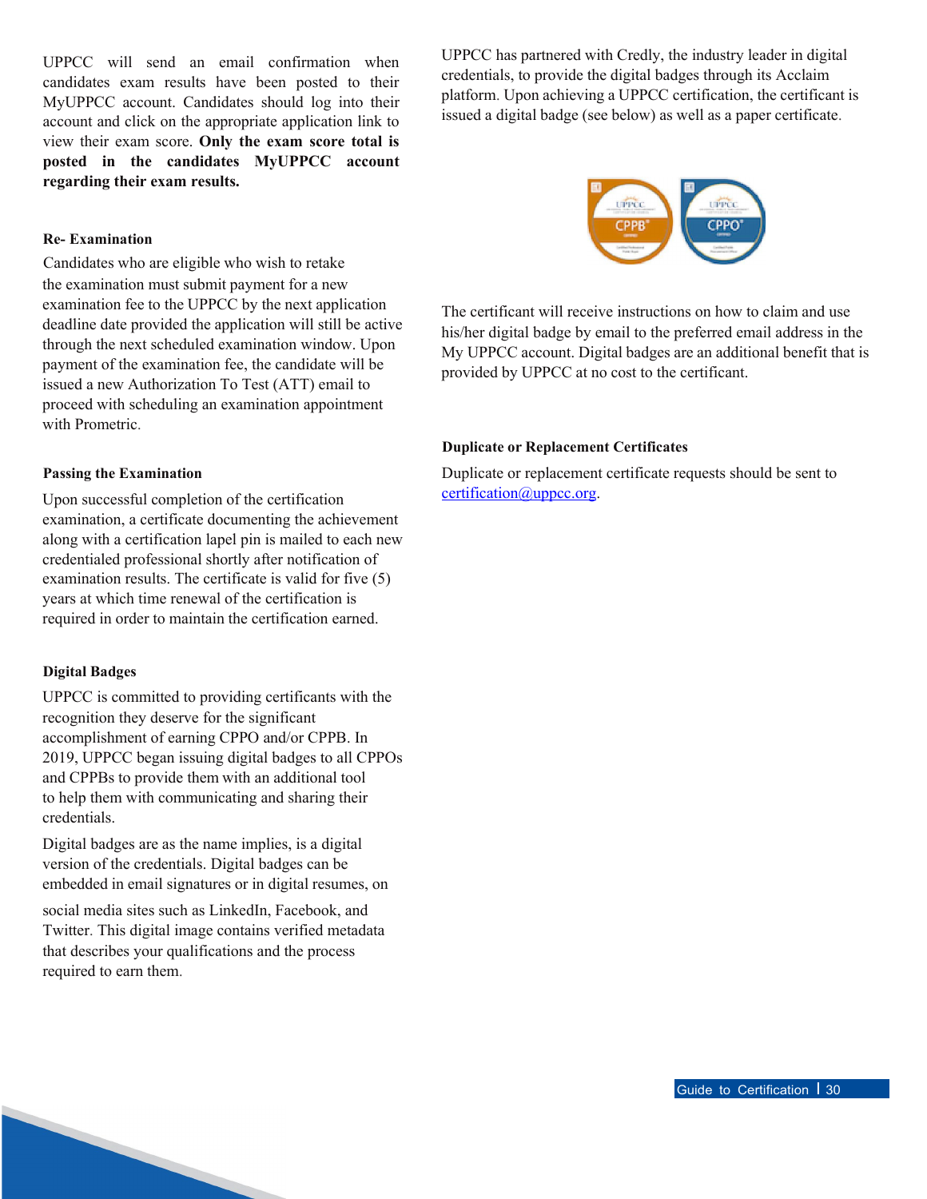UPPCC will send an email confirmation when candidates exam results have been posted to their MyUPPCC account. Candidates should log into their account and click on the appropriate application link to view their exam score. **Only the exam score total is posted in the candidates MyUPPCC account regarding their exam results.**

### Re- Examination

Candidates who are eligible who wish to retake the examination must submit payment for a new examination fee to the UPPCC by the next application deadline date provided the application will still be active through the next scheduled examination window. Upon payment of the examination fee, the candidate will be issued a new Authorization To Test (ATT) email to proceed with scheduling an examination appointment with Prometric.

### Passing the Examination

Upon successful completion of the certification examination, a certificate documenting the achievement along with a certification lapel pin is mailed to each new credentialed professional shortly after notification of examination results. The certificate is valid for five (5) years at which time renewal of the certification is required in order to maintain the certification earned.

### Digital Badges

UPPCC is committed to providing certificants with the recognition they deserve for the significant accomplishment of earning CPPO and/or CPPB. In 2019, UPPCC began issuing digital badges to all CPPOs and CPPBs to provide them with an additional tool to help them with communicating and sharing their credentials.

Digital badges are as the name implies, is a digital version of the credentials. Digital badges can be embedded in email signatures or in digital resumes, on social media sites such as LinkedIn, Facebook, and Twitter. This digital image contains verified metadata that describes your qualifications and the process required to earn them.

UPPCC has partnered with Credly, the industry leader in digital credentials, to provide the digital badges through its Acclaim platform. Upon achieving a UPPCC certification, the certificant is issued a digital badge (see below) as well as a paper certificate.

The certificant will receive instructions on how to claim and use his/her digital badge by email to the preferred email address in the My UPPCC account. Digital badges are an additional benefit that is provided by UPPCC at no cost to the certificant.

### Duplicate or Replacement Certificates

Duplicate or replacement certificate requests should be sent to certification@uppcc.org.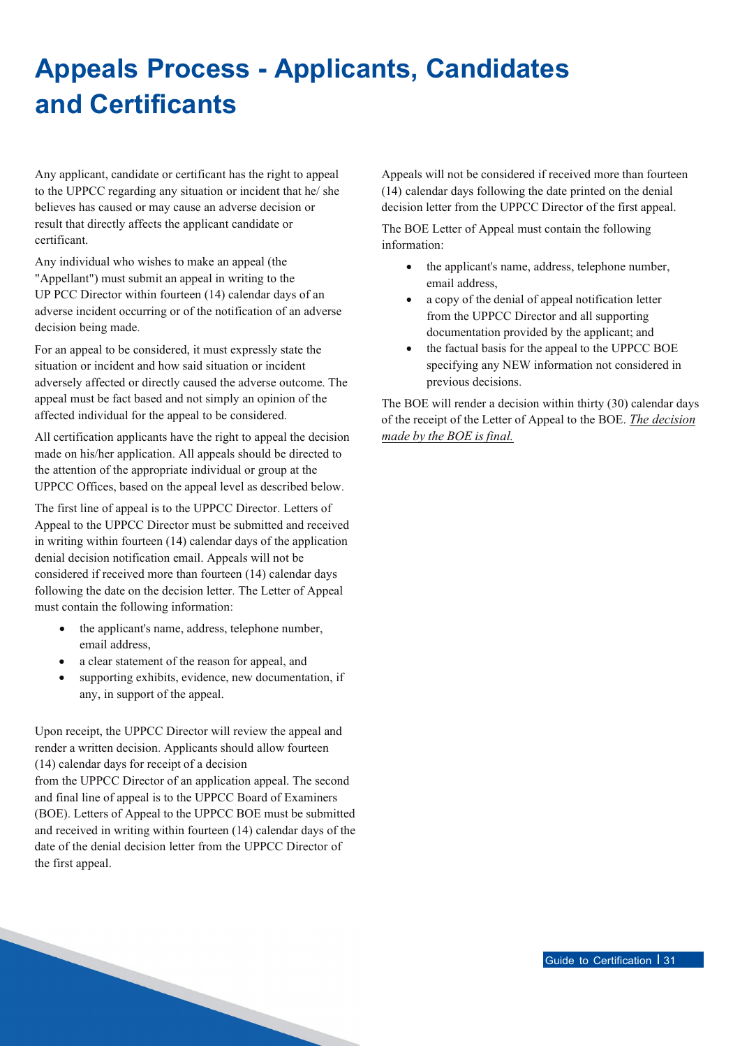# Appeals Process - Applicants, Candidates and Certificants

Any applicant, candidate or certificant has the right to appeal to the UPPCC regarding any situation or incident that he/ she believes has caused or may cause an adverse decision or result that directly affects the applicant candidate or certificant.

Any individual who wishes to make an appeal (the "Appellant") must submit an appeal in writing to the UP PCC Director within fourteen (14) calendar days of an adverse incident occurring or of the notification of an adverse decision being made.

For an appeal to be considered, it must expressly state the situation or incident and how said situation or incident adversely affected or directly caused the adverse outcome. The appeal must be fact based and not simply an opinion of the affected individual for the appeal to be considered.

All certification applicants have the right to appeal the decision made on his/her application. All appeals should be directed to the attention of the appropriate individual or group at the UPPCC Offices, based on the appeal level as described below.

The first line of appeal is to the UPPCC Director. Letters of Appeal to the UPPCC Director must be submitted and received in writing within fourteen (14) calendar days of the application denial decision notification email. Appeals will not be considered if received more than fourteen (14) calendar days following the date on the decision letter. The Letter of Appeal must contain the following information:

- the applicant's name, address, telephone number, email address,
- a clear statement of the reason for appeal, and
- supporting exhibits, evidence, new documentation, if any, in support of the appeal.

Upon receipt, the UPPCC Director will review the appeal and render a written decision. Applicants should allow fourteen (14) calendar days for receipt of a decision from the UPPCC Director of an application appeal. The second and final line of appeal is to the UPPCC Board of Examiners (BOE). Letters of Appeal to the UPPCC BOE must be submitted and received in writing within fourteen (14) calendar days of the date of the denial decision letter from the UPPCC Director of the first appeal.

Appeals will not be considered if received more than fourteen (14) calendar days following the date printed on the denial decision letter from the UPPCC Director of the first appeal.

The BOE Letter of Appeal must contain the following information:

- the applicant's name, address, telephone number, email address,
- a copy of the denial of appeal notification letter from the UPPCC Director and all supporting documentation provided by the applicant; and
- the factual basis for the appeal to the UPPCC BOE specifying any NEW information not considered in previous decisions.

The BOE will render a decision within thirty (30) calendar days of the receipt of the Letter of Appeal to the BOE. *The decision made by the BOE is final.*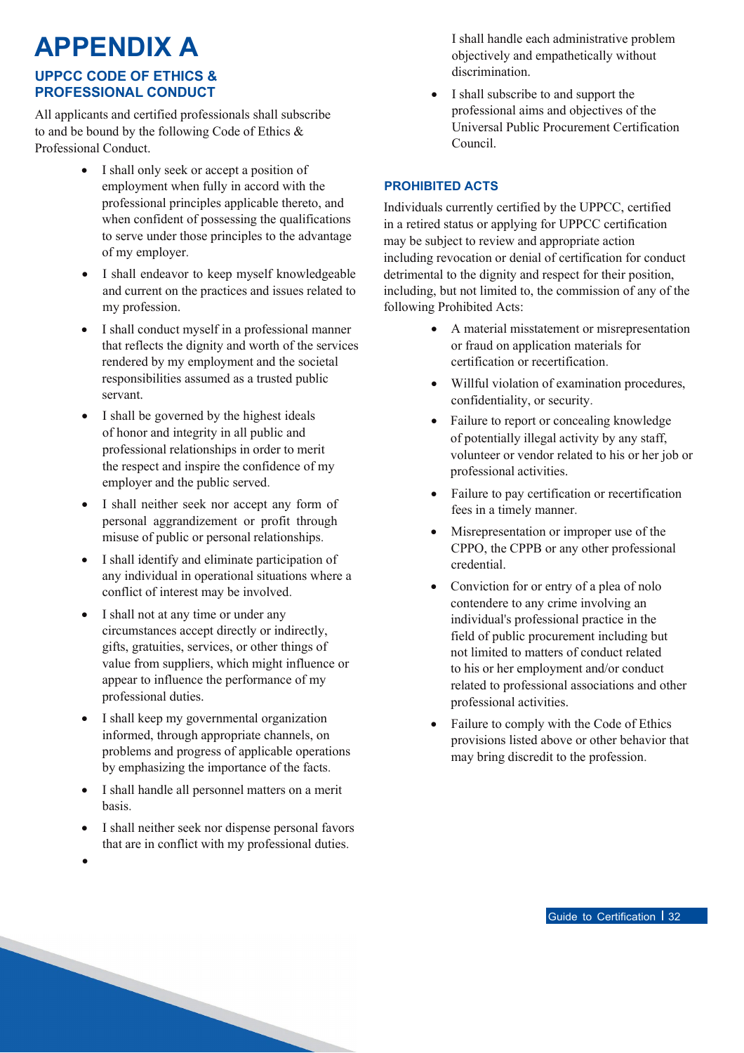# APPENDIX A

### UPPCC CODE OF ETHICS & PROFESSIONAL CONDUCT

All applicants and certified professionals shall subscribe to and be bound by the following Code of Ethics & Professional Conduct.

- I shall only seek or accept a position of employment when fully in accord with the professional principles applicable thereto, and when confident of possessing the qualifications to serve under those principles to the advantage of my employer.
- I shall endeavor to keep myself knowledgeable and current on the practices and issues related to my profession.
- I shall conduct myself in a professional manner that reflects the dignity and worth of the services rendered by my employment and the societal responsibilities assumed as a trusted public servant.
- I shall be governed by the highest ideals of honor and integrity in all public and professional relationships in order to merit the respect and inspire the confidence of my employer and the public served.
- I shall neither seek nor accept any form of personal aggrandizement or profit through misuse of public or personal relationships.
- I shall identify and eliminate participation of any individual in operational situations where a conflict of interest may be involved.
- I shall not at any time or under any circumstances accept directly or indirectly, gifts, gratuities, services, or other things of value from suppliers, which might influence or appear to influence the performance of my professional duties.
- I shall keep my governmental organization informed, through appropriate channels, on problems and progress of applicable operations by emphasizing the importance of the facts.
- I shall handle all personnel matters on a merit basis.
- I shall neither seek nor dispense personal favors that are in conflict with my professional duties.
- I shall handle each administrative problem objectively and empathetically without discrimination.
- I shall subscribe to and support the professional aims and objectives of the Universal Public Procurement Certification Council.

### PROHIBITED ACTS

Individuals currently certified by the UPPCC, certified in a retired status or applying for UPPCC certification may be subject to review and appropriate action including revocation or denial of certification for conduct detrimental to the dignity and respect for their position, including, but not limited to, the commission of any of the following Prohibited Acts:

- A material misstatement or misrepresentation or fraud on application materials for certification or recertification.
- Willful violation of examination procedures, confidentiality, or security.
- Failure to report or concealing knowledge of potentially illegal activity by any staff, volunteer or vendor related to his or her job or professional activities.
- Failure to pay certification or recertification fees in a timely manner.
- Misrepresentation or improper use of the CPPO, the CPPB or any other professional credential.
- Conviction for or entry of a plea of nolo contendere to any crime involving an individual's professional practice in the field of public procurement including but not limited to matters of conduct related to his or her employment and/or conduct related to professional associations and other professional activities.
- Failure to comply with the Code of Ethics provisions listed above or other behavior that may bring discredit to the profession.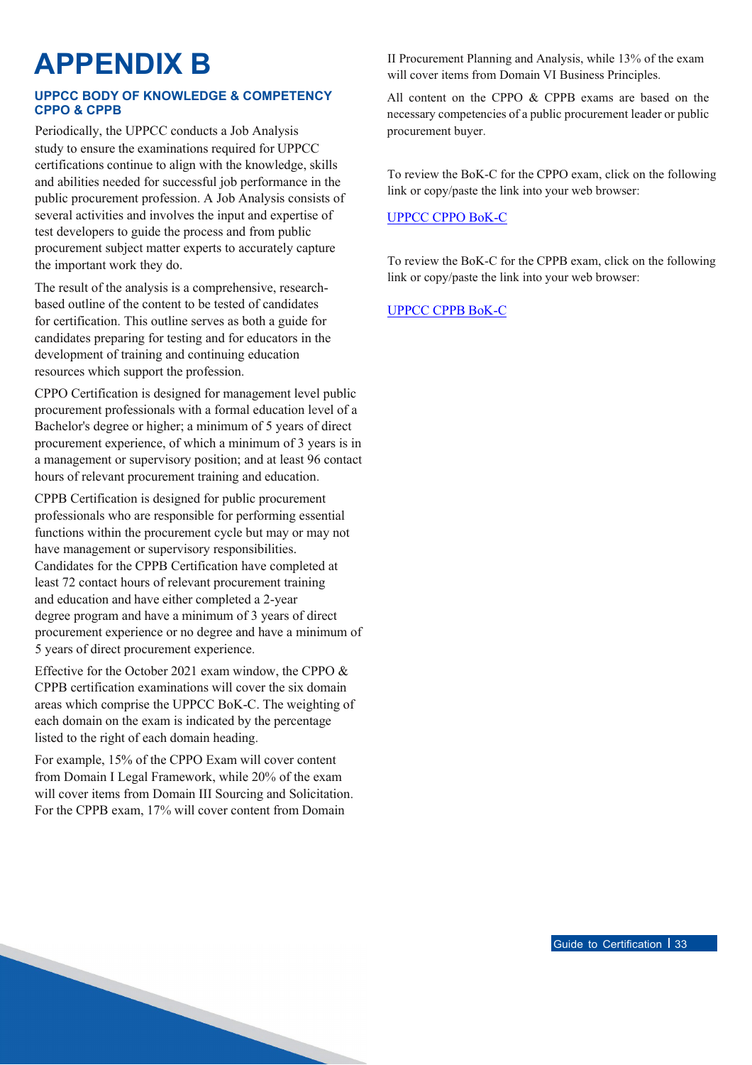# APPENDIX B

### UPPCC BODY OF KNOWLEDGE & COMPETENCY CPPO & CPPB

Periodically, the UPPCC conducts a Job Analysis study to ensure the examinations required for UPPCC certifications continue to align with the knowledge, skills and abilities needed for successful job performance in the public procurement profession. A Job Analysis consists of several activities and involves the input and expertise of test developers to guide the process and from public procurement subject matter experts to accurately capture the important work they do.

The result of the analysis is a comprehensive, research-based outline of the content to be tested of candidates for certification. This outline serves as both a guide for candidates preparing for testing and for educators in the development of training and continuing education resources which support the profession.

CPPO Certification is designed for management level public procurement professionals with a formal education level of a Bachelor's degree or higher; a minimum of 5 years of direct procurement experience, of which a minimum of 3 years is in a management or supervisory position; and at least 96 contact hours of relevant procurement training and education.

CPPB Certification is designed for public procurement professionals who are responsible for performing essential functions within the procurement cycle but may or may not have management or supervisory responsibilities. Candidates for the CPPB Certification have completed at least 72 contact hours of relevant procurement training and education and have either completed a 2-year degree program and have a minimum of 3 years of direct procurement experience or no degree and have a minimum of 5 years of direct procurement experience.

Effective for the October 2021 exam window, the CPPO & CPPB certification examinations will cover the six domain areas which comprise the UPPCC BoK-C. The weighting of each domain on the exam is indicated by the percentage listed to the right of each domain heading.

For example, 15% of the CPPO Exam will cover content from Domain I Legal Framework, while 20% of the exam will cover items from Domain III Sourcing and Solicitation. For the CPPB exam, 17% will cover content from Domain II Procurement Planning and Analysis, while 13% of the exam will cover items from Domain VI Business Principles.

All content on the CPPO & CPPB exams are based on the necessary competencies of a public procurement leader or public procurement buyer.

To review the BoK-C for the CPPO exam, click on the following link or copy/paste the link into your web browser:

UPPCC CPPO BoK-C

To review the BoK-C for the CPPB exam, click on the following link or copy/paste the link into your web browser:

UPPCC CPPB BoK-C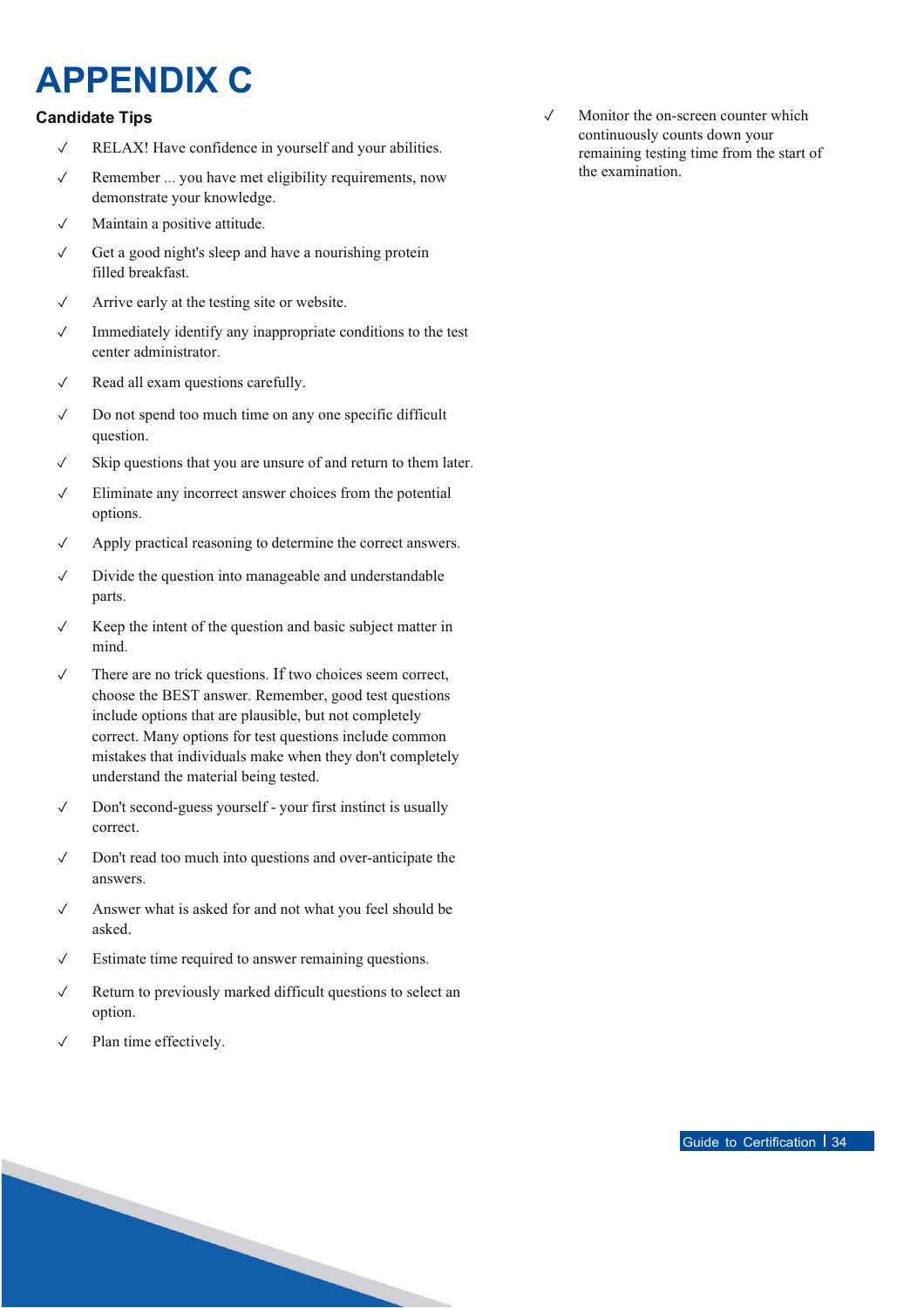# APPENDIX C

## Candidate Tips

- ✓ RELAX! Have confidence in yourself and your abilities.
- ✓ Remember ... you have met eligibility requirements, now demonstrate your knowledge.
- ✓ Maintain a positive attitude.
- ✓ Get a good night's sleep and have a nourishing protein filled breakfast.
- ✓ Arrive early at the testing site or website.
- ✓ Immediately identify any inappropriate conditions to the test center administrator.
- ✓ Read all exam questions carefully.
- ✓ Do not spend too much time on any one specific difficult question.
- ✓ Skip questions that you are unsure of and return to them later.
- ✓ Eliminate any incorrect answer choices from the potential options.
- ✓ Apply practical reasoning to determine the correct answers.
- ✓ Divide the question into manageable and understandable parts.
- ✓ Keep the intent of the question and basic subject matter in mind.
- ✓ There are no trick questions. If two choices seem correct, choose the BEST answer. Remember, good test questions include options that are plausible, but not completely correct. Many options for test questions include common mistakes that individuals make when they don't completely understand the material being tested.
- ✓ Don't second-guess yourself - your first instinct is usually correct.
- ✓ Don't read too much into questions and over-anticipate the answers.
- ✓ Answer what is asked for and not what you feel should be asked.
- ✓ Estimate time required to answer remaining questions.
- ✓ Return to previously marked difficult questions to select an option.
- ✓ Plan time effectively.
- ✓ Monitor the on-screen counter which continuously counts down your remaining testing time from the start of the examination.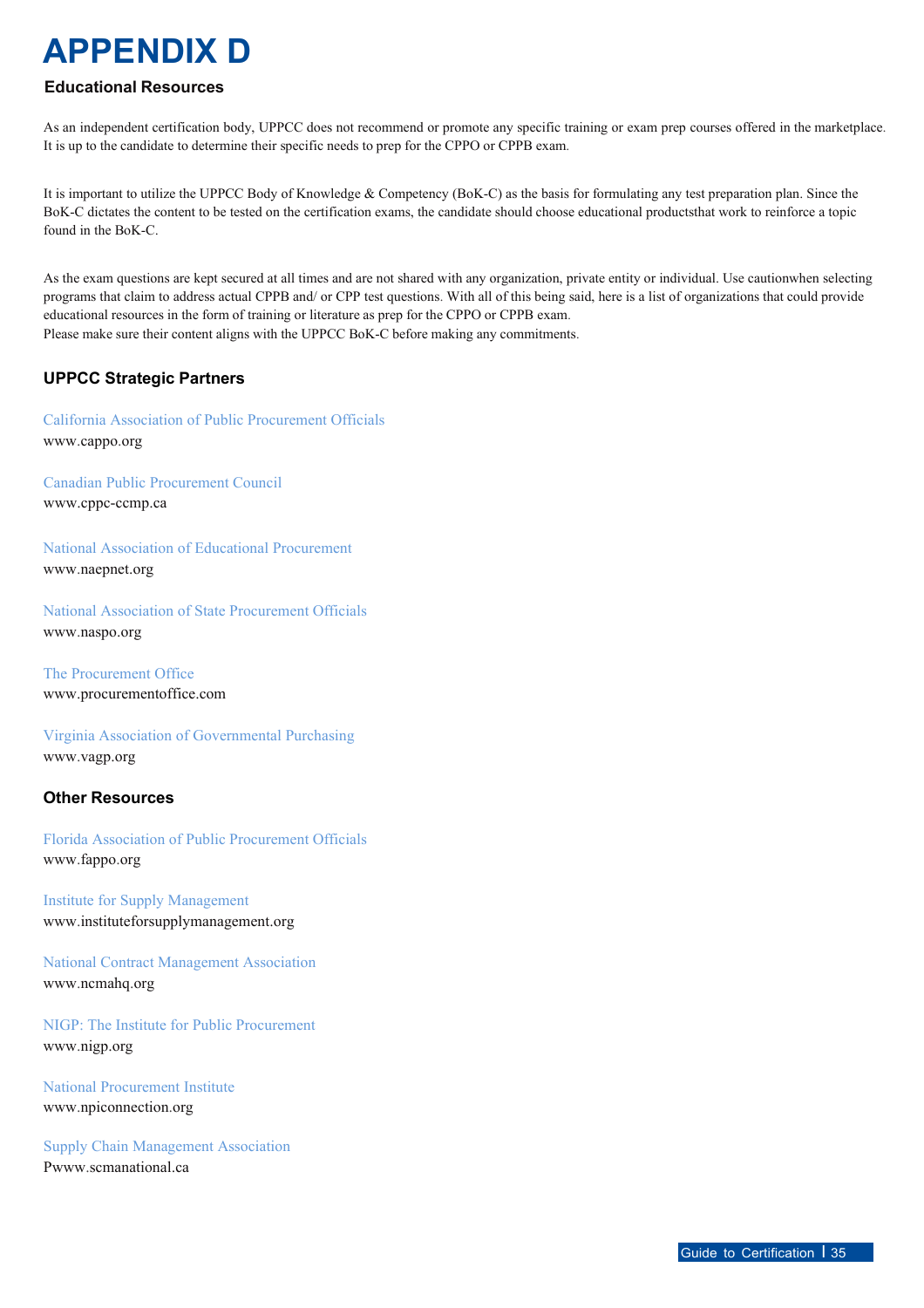# APPENDIX D

## Educational Resources

As an independent certification body, UPPCC does not recommend or promote any specific training or exam prep courses offered in the marketplace. It is up to the candidate to determine their specific needs to prep for the CPPO or CPPB exam.

It is important to utilize the UPPCC Body of Knowledge & Competency (BoK-C) as the basis for formulating any test preparation plan. Since the BoK-C dictates the content to be tested on the certification exams, the candidate should choose educational productsthat work to reinforce a topic found in the BoK-C.

As the exam questions are kept secured at all times and are not shared with any organization, private entity or individual. Use cautionwhen selecting programs that claim to address actual CPPB and/ or CPP test questions. With all of this being said, here is a list of organizations that could provide educational resources in the form of training or literature as prep for the CPPO or CPPB exam.
Please make sure their content aligns with the UPPCC BoK-C before making any commitments.

### UPPCC Strategic Partners

California Association of Public Procurement Officials
www.cappo.org

Canadian Public Procurement Council
www.cppc-ccmp.ca

National Association of Educational Procurement
www.naepnet.org

National Association of State Procurement Officials
www.naspo.org

The Procurement Office
www.procurementoffice.com

Virginia Association of Governmental Purchasing
www.vagp.org

### Other Resources

Florida Association of Public Procurement Officials
www.fappo.org

Institute for Supply Management
www.instituteforsupplymanagement.org

National Contract Management Association
www.ncmahq.org

NIGP: The Institute for Public Procurement
www.nigp.org

National Procurement Institute
www.npiconnection.org

Supply Chain Management Association
Pwww.scmanational.ca